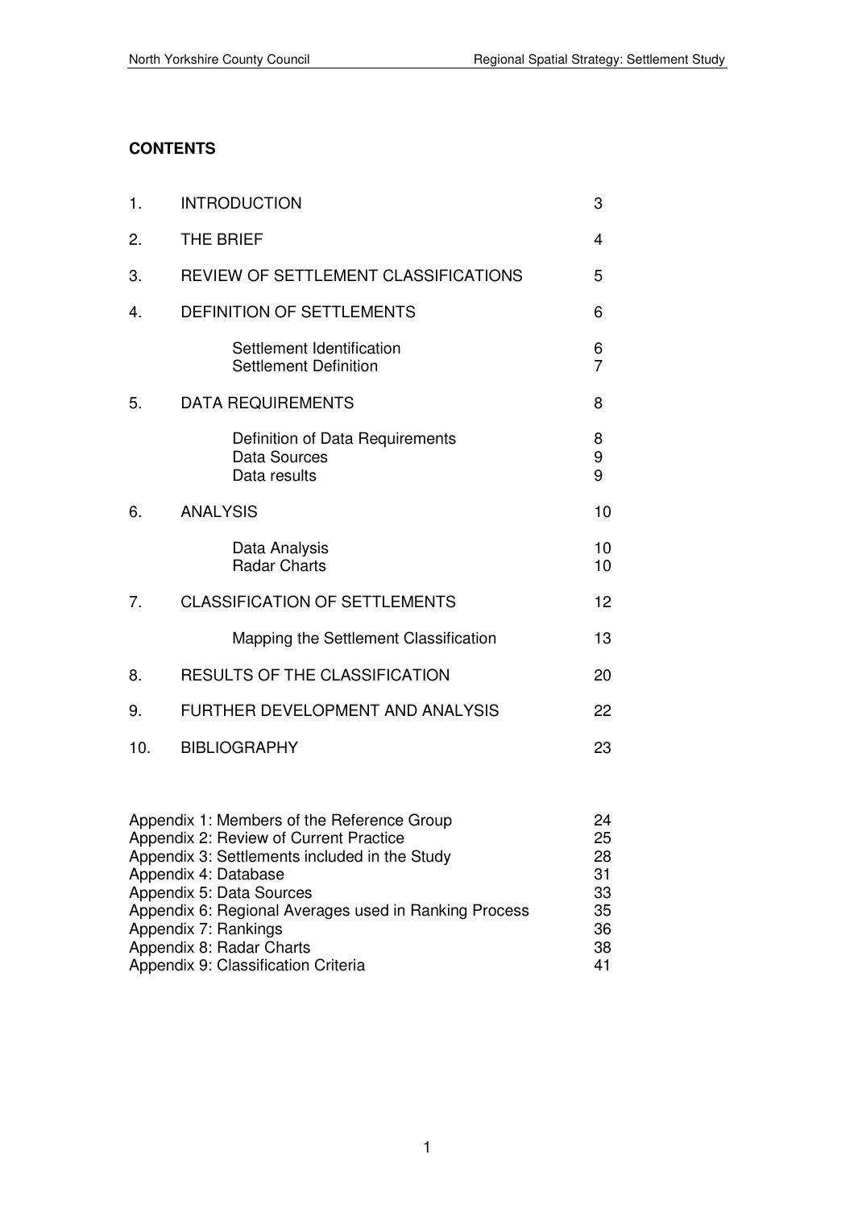**CONTENTS**

| | | |
|---|---|---|
| 1. | INTRODUCTION | 3 |
| 2. | THE BRIEF | 4 |
| 3. | REVIEW OF SETTLEMENT CLASSIFICATIONS | 5 |
| 4. | DEFINITION OF SETTLEMENTS | 6 |
| | Settlement Identification | 6 |
| | Settlement Definition | 7 |
| 5. | DATA REQUIREMENTS | 8 |
| | Definition of Data Requirements | 8 |
| | Data Sources | 9 |
| | Data results | 9 |
| 6. | ANALYSIS | 10 |
| | Data Analysis | 10 |
| | Radar Charts | 10 |
| 7. | CLASSIFICATION OF SETTLEMENTS | 12 |
| | Mapping the Settlement Classification | 13 |
| 8. | RESULTS OF THE CLASSIFICATION | 20 |
| 9. | FURTHER DEVELOPMENT AND ANALYSIS | 22 |
| 10. | BIBLIOGRAPHY | 23 |

| | |
|---|---|
| Appendix 1: Members of the Reference Group | 24 |
| Appendix 2: Review of Current Practice | 25 |
| Appendix 3: Settlements included in the Study | 28 |
| Appendix 4: Database | 31 |
| Appendix 5: Data Sources | 33 |
| Appendix 6: Regional Averages used in Ranking Process | 35 |
| Appendix 7: Rankings | 36 |
| Appendix 8: Radar Charts | 38 |
| Appendix 9: Classification Criteria | 41 |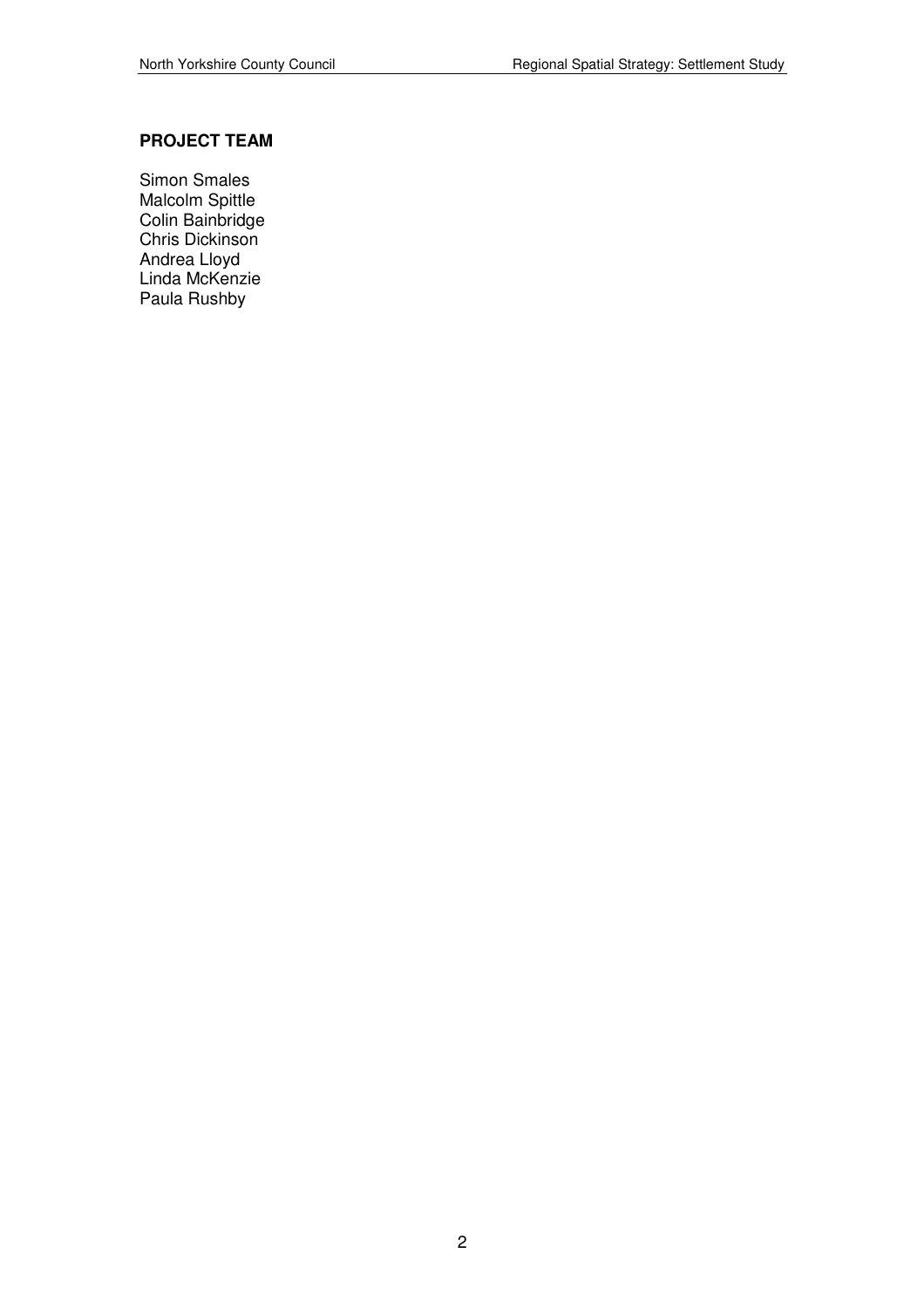**PROJECT TEAM**

Simon Smales
Malcolm Spittle
Colin Bainbridge
Chris Dickinson
Andrea Lloyd
Linda McKenzie
Paula Rushby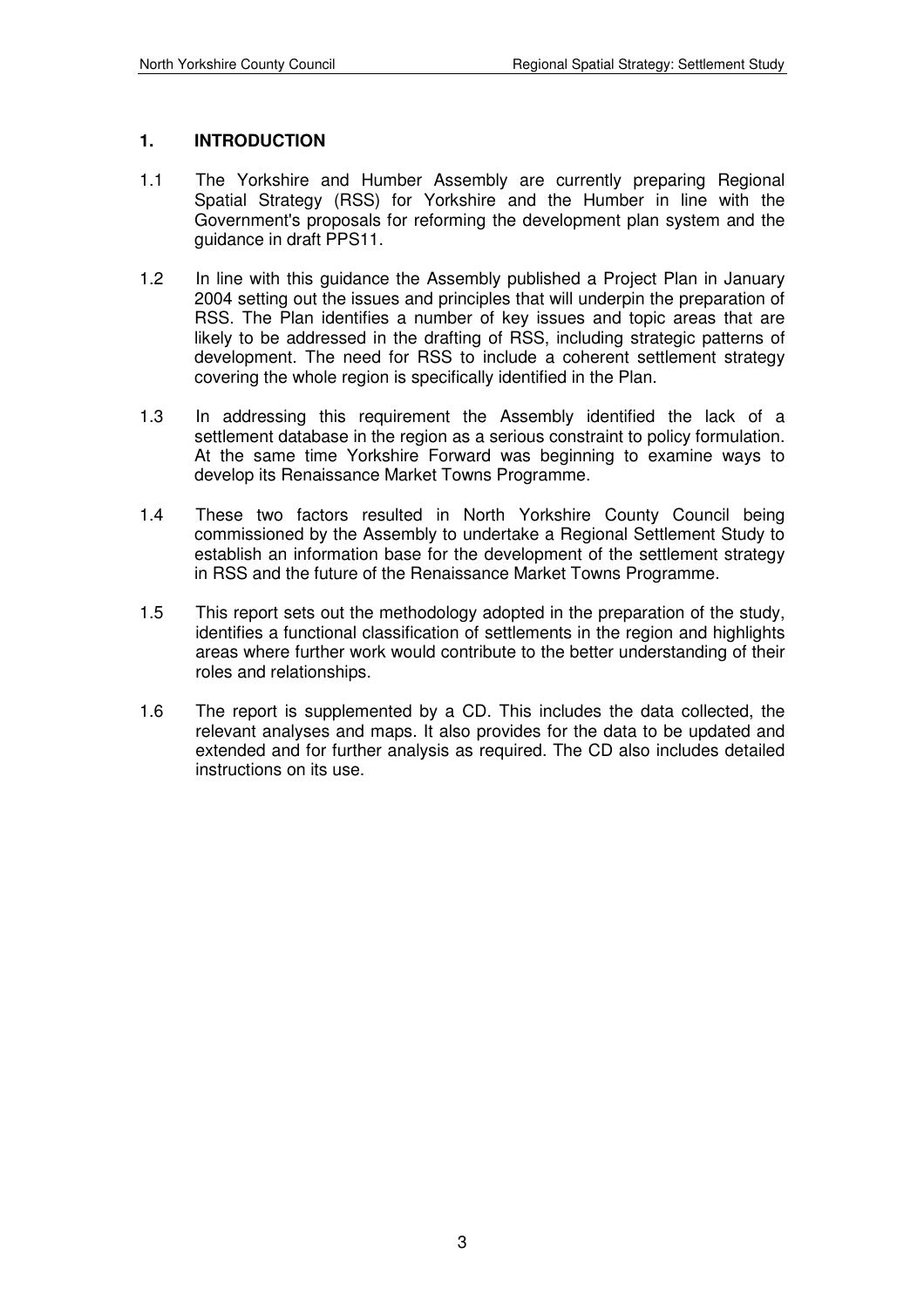## 1. INTRODUCTION

1.1 The Yorkshire and Humber Assembly are currently preparing Regional Spatial Strategy (RSS) for Yorkshire and the Humber in line with the Government's proposals for reforming the development plan system and the guidance in draft PPS11.

1.2 In line with this guidance the Assembly published a Project Plan in January 2004 setting out the issues and principles that will underpin the preparation of RSS. The Plan identifies a number of key issues and topic areas that are likely to be addressed in the drafting of RSS, including strategic patterns of development. The need for RSS to include a coherent settlement strategy covering the whole region is specifically identified in the Plan.

1.3 In addressing this requirement the Assembly identified the lack of a settlement database in the region as a serious constraint to policy formulation. At the same time Yorkshire Forward was beginning to examine ways to develop its Renaissance Market Towns Programme.

1.4 These two factors resulted in North Yorkshire County Council being commissioned by the Assembly to undertake a Regional Settlement Study to establish an information base for the development of the settlement strategy in RSS and the future of the Renaissance Market Towns Programme.

1.5 This report sets out the methodology adopted in the preparation of the study, identifies a functional classification of settlements in the region and highlights areas where further work would contribute to the better understanding of their roles and relationships.

1.6 The report is supplemented by a CD. This includes the data collected, the relevant analyses and maps. It also provides for the data to be updated and extended and for further analysis as required. The CD also includes detailed instructions on its use.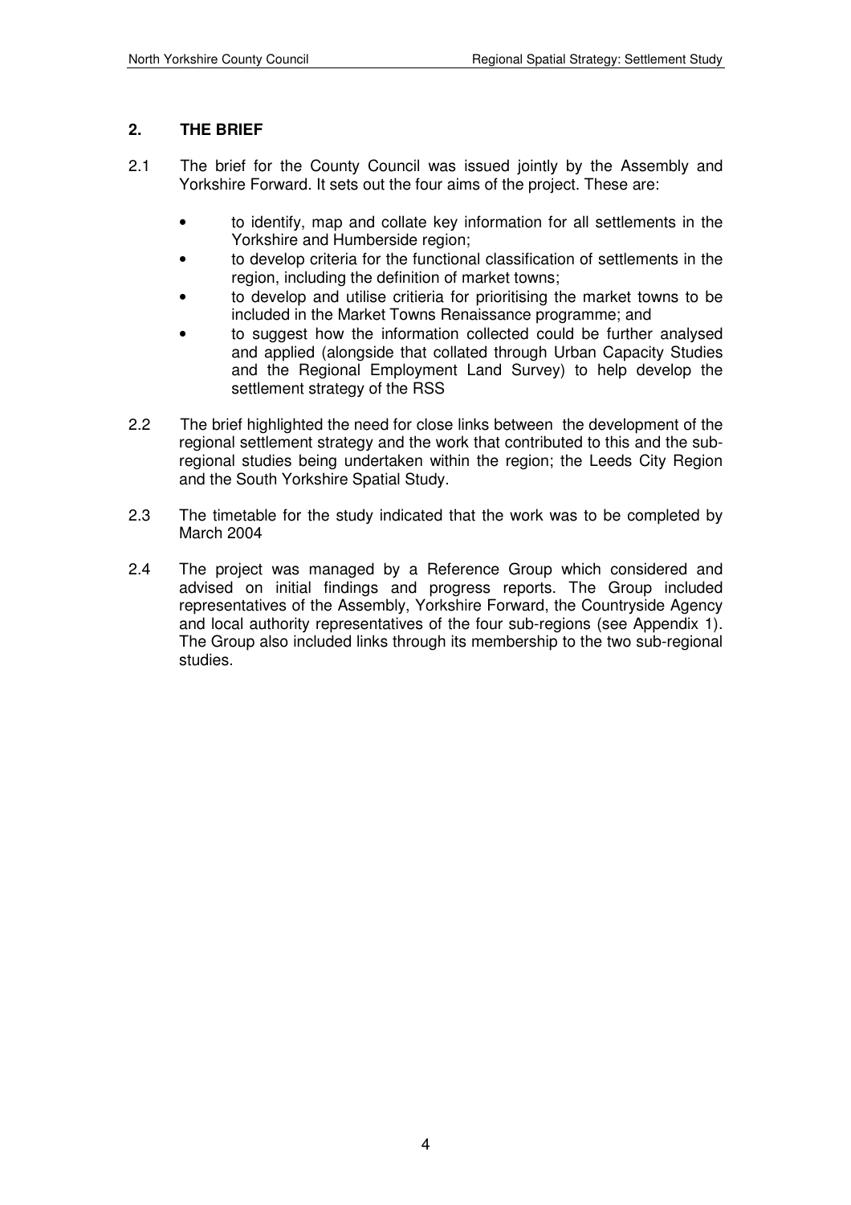## 2. THE BRIEF

2.1 The brief for the County Council was issued jointly by the Assembly and Yorkshire Forward. It sets out the four aims of the project. These are:

- to identify, map and collate key information for all settlements in the Yorkshire and Humberside region;
- to develop criteria for the functional classification of settlements in the region, including the definition of market towns;
- to develop and utilise critieria for prioritising the market towns to be included in the Market Towns Renaissance programme; and
- to suggest how the information collected could be further analysed and applied (alongside that collated through Urban Capacity Studies and the Regional Employment Land Survey) to help develop the settlement strategy of the RSS

2.2 The brief highlighted the need for close links between the development of the regional settlement strategy and the work that contributed to this and the sub-regional studies being undertaken within the region; the Leeds City Region and the South Yorkshire Spatial Study.

2.3 The timetable for the study indicated that the work was to be completed by March 2004

2.4 The project was managed by a Reference Group which considered and advised on initial findings and progress reports. The Group included representatives of the Assembly, Yorkshire Forward, the Countryside Agency and local authority representatives of the four sub-regions (see Appendix 1). The Group also included links through its membership to the two sub-regional studies.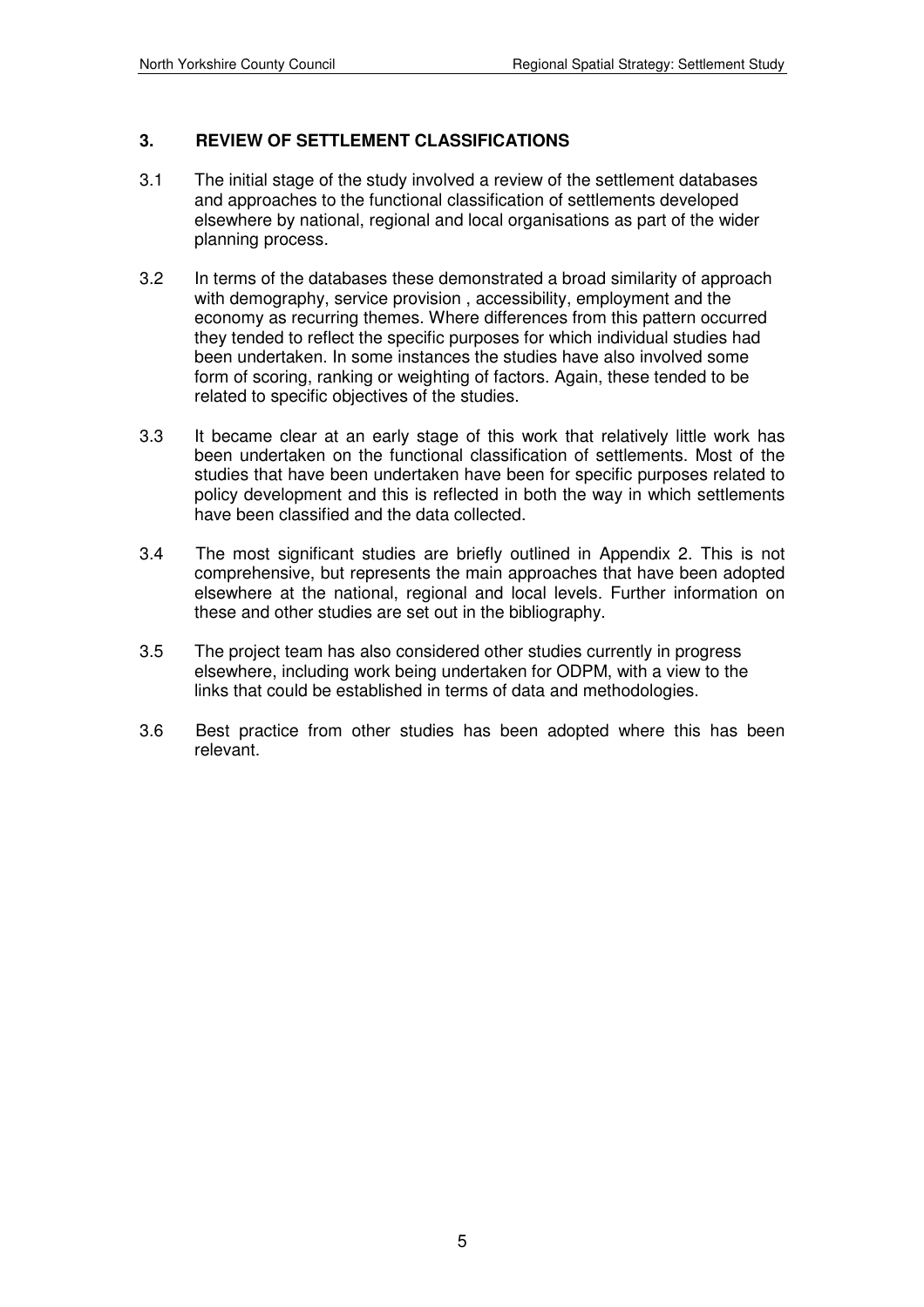## 3. REVIEW OF SETTLEMENT CLASSIFICATIONS

3.1 The initial stage of the study involved a review of the settlement databases and approaches to the functional classification of settlements developed elsewhere by national, regional and local organisations as part of the wider planning process.

3.2 In terms of the databases these demonstrated a broad similarity of approach with demography, service provision , accessibility, employment and the economy as recurring themes. Where differences from this pattern occurred they tended to reflect the specific purposes for which individual studies had been undertaken. In some instances the studies have also involved some form of scoring, ranking or weighting of factors. Again, these tended to be related to specific objectives of the studies.

3.3 It became clear at an early stage of this work that relatively little work has been undertaken on the functional classification of settlements. Most of the studies that have been undertaken have been for specific purposes related to policy development and this is reflected in both the way in which settlements have been classified and the data collected.

3.4 The most significant studies are briefly outlined in Appendix 2. This is not comprehensive, but represents the main approaches that have been adopted elsewhere at the national, regional and local levels. Further information on these and other studies are set out in the bibliography.

3.5 The project team has also considered other studies currently in progress elsewhere, including work being undertaken for ODPM, with a view to the links that could be established in terms of data and methodologies.

3.6 Best practice from other studies has been adopted where this has been relevant.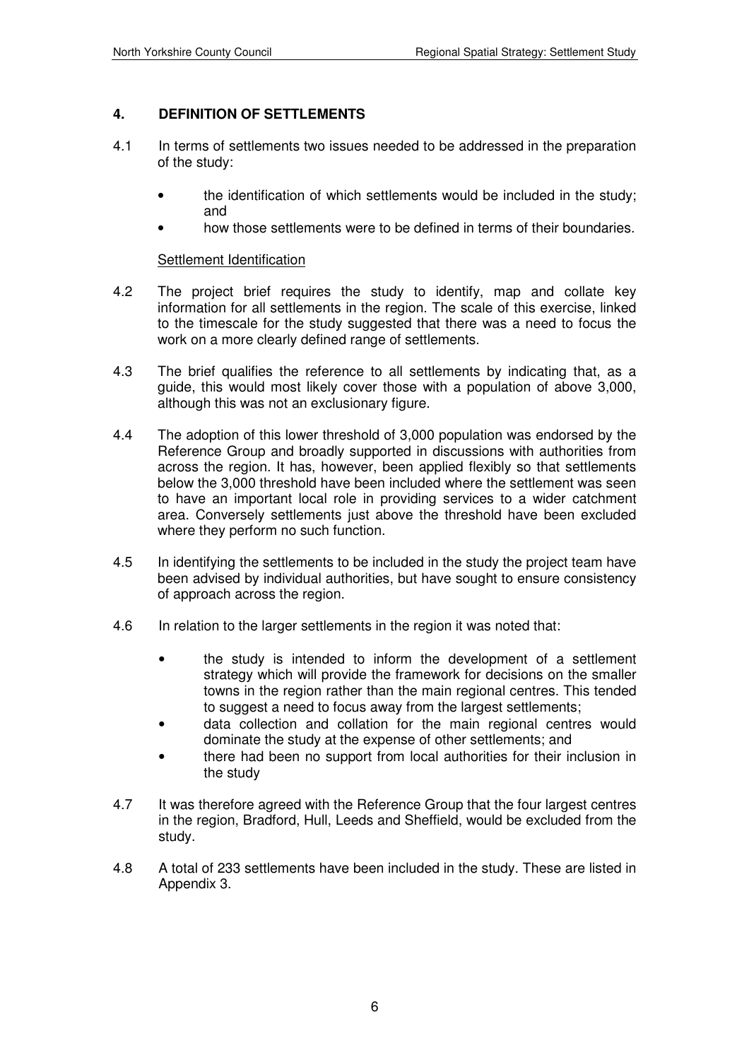## 4. DEFINITION OF SETTLEMENTS

4.1 In terms of settlements two issues needed to be addressed in the preparation of the study:

- the identification of which settlements would be included in the study; and
- how those settlements were to be defined in terms of their boundaries.

### Settlement Identification

4.2 The project brief requires the study to identify, map and collate key information for all settlements in the region. The scale of this exercise, linked to the timescale for the study suggested that there was a need to focus the work on a more clearly defined range of settlements.

4.3 The brief qualifies the reference to all settlements by indicating that, as a guide, this would most likely cover those with a population of above 3,000, although this was not an exclusionary figure.

4.4 The adoption of this lower threshold of 3,000 population was endorsed by the Reference Group and broadly supported in discussions with authorities from across the region. It has, however, been applied flexibly so that settlements below the 3,000 threshold have been included where the settlement was seen to have an important local role in providing services to a wider catchment area. Conversely settlements just above the threshold have been excluded where they perform no such function.

4.5 In identifying the settlements to be included in the study the project team have been advised by individual authorities, but have sought to ensure consistency of approach across the region.

4.6 In relation to the larger settlements in the region it was noted that:

- the study is intended to inform the development of a settlement strategy which will provide the framework for decisions on the smaller towns in the region rather than the main regional centres. This tended to suggest a need to focus away from the largest settlements;
- data collection and collation for the main regional centres would dominate the study at the expense of other settlements; and
- there had been no support from local authorities for their inclusion in the study

4.7 It was therefore agreed with the Reference Group that the four largest centres in the region, Bradford, Hull, Leeds and Sheffield, would be excluded from the study.

4.8 A total of 233 settlements have been included in the study. These are listed in Appendix 3.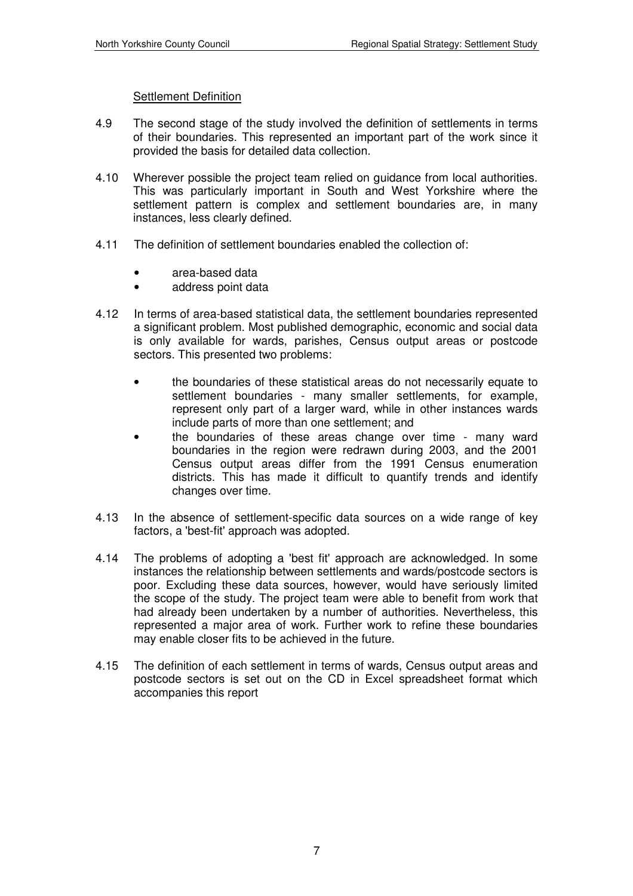Settlement Definition

4.9 The second stage of the study involved the definition of settlements in terms of their boundaries. This represented an important part of the work since it provided the basis for detailed data collection.

4.10 Wherever possible the project team relied on guidance from local authorities. This was particularly important in South and West Yorkshire where the settlement pattern is complex and settlement boundaries are, in many instances, less clearly defined.

4.11 The definition of settlement boundaries enabled the collection of:

- area-based data
- address point data

4.12 In terms of area-based statistical data, the settlement boundaries represented a significant problem. Most published demographic, economic and social data is only available for wards, parishes, Census output areas or postcode sectors. This presented two problems:

- the boundaries of these statistical areas do not necessarily equate to settlement boundaries - many smaller settlements, for example, represent only part of a larger ward, while in other instances wards include parts of more than one settlement; and
- the boundaries of these areas change over time - many ward boundaries in the region were redrawn during 2003, and the 2001 Census output areas differ from the 1991 Census enumeration districts. This has made it difficult to quantify trends and identify changes over time.

4.13 In the absence of settlement-specific data sources on a wide range of key factors, a 'best-fit' approach was adopted.

4.14 The problems of adopting a 'best fit' approach are acknowledged. In some instances the relationship between settlements and wards/postcode sectors is poor. Excluding these data sources, however, would have seriously limited the scope of the study. The project team were able to benefit from work that had already been undertaken by a number of authorities. Nevertheless, this represented a major area of work. Further work to refine these boundaries may enable closer fits to be achieved in the future.

4.15 The definition of each settlement in terms of wards, Census output areas and postcode sectors is set out on the CD in Excel spreadsheet format which accompanies this report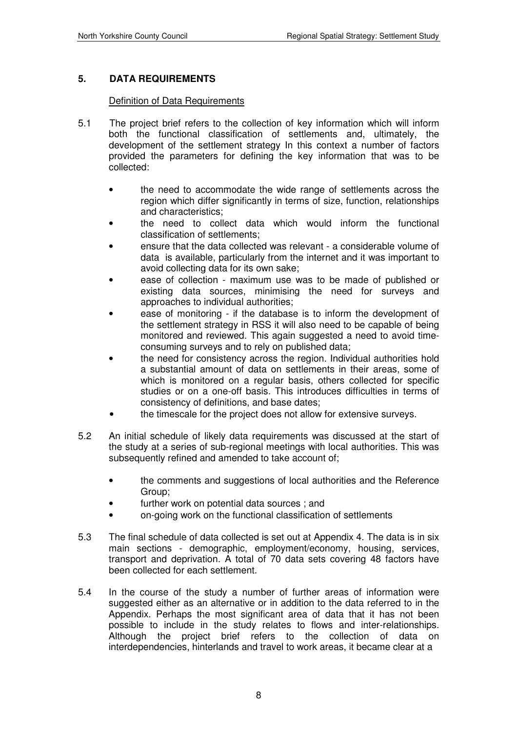## 5. DATA REQUIREMENTS

Definition of Data Requirements

5.1 The project brief refers to the collection of key information which will inform both the functional classification of settlements and, ultimately, the development of the settlement strategy In this context a number of factors provided the parameters for defining the key information that was to be collected:

- the need to accommodate the wide range of settlements across the region which differ significantly in terms of size, function, relationships and characteristics;
- the need to collect data which would inform the functional classification of settlements;
- ensure that the data collected was relevant - a considerable volume of data is available, particularly from the internet and it was important to avoid collecting data for its own sake;
- ease of collection - maximum use was to be made of published or existing data sources, minimising the need for surveys and approaches to individual authorities;
- ease of monitoring - if the database is to inform the development of the settlement strategy in RSS it will also need to be capable of being monitored and reviewed. This again suggested a need to avoid time-consuming surveys and to rely on published data;
- the need for consistency across the region. Individual authorities hold a substantial amount of data on settlements in their areas, some of which is monitored on a regular basis, others collected for specific studies or on a one-off basis. This introduces difficulties in terms of consistency of definitions, and base dates;
- the timescale for the project does not allow for extensive surveys.

5.2 An initial schedule of likely data requirements was discussed at the start of the study at a series of sub-regional meetings with local authorities. This was subsequently refined and amended to take account of;

- the comments and suggestions of local authorities and the Reference Group;
- further work on potential data sources ; and
- on-going work on the functional classification of settlements

5.3 The final schedule of data collected is set out at Appendix 4. The data is in six main sections - demographic, employment/economy, housing, services, transport and deprivation. A total of 70 data sets covering 48 factors have been collected for each settlement.

5.4 In the course of the study a number of further areas of information were suggested either as an alternative or in addition to the data referred to in the Appendix. Perhaps the most significant area of data that it has not been possible to include in the study relates to flows and inter-relationships. Although the project brief refers to the collection of data on interdependencies, hinterlands and travel to work areas, it became clear at a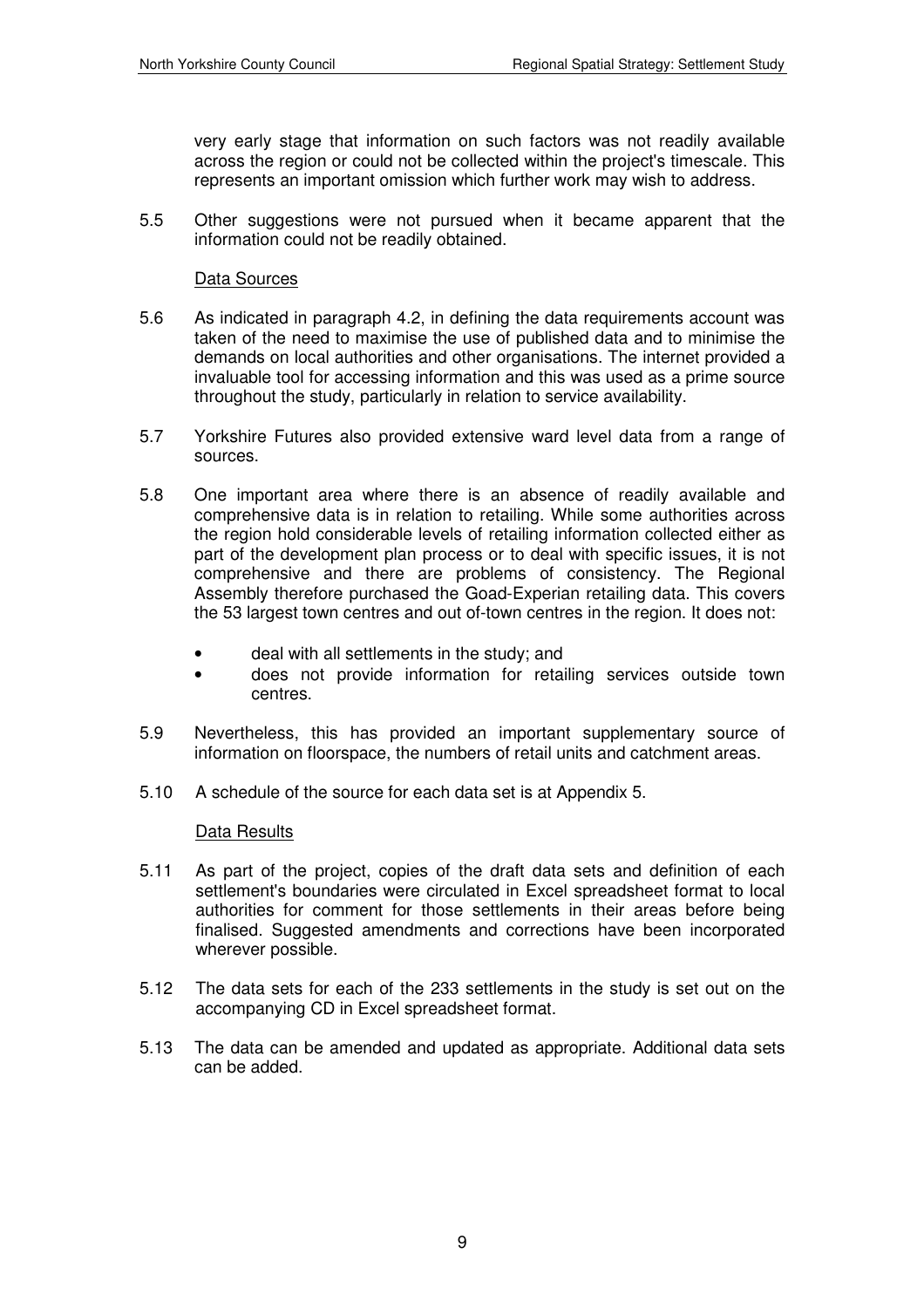very early stage that information on such factors was not readily available across the region or could not be collected within the project's timescale. This represents an important omission which further work may wish to address.

5.5 Other suggestions were not pursued when it became apparent that the information could not be readily obtained.

Data Sources

5.6 As indicated in paragraph 4.2, in defining the data requirements account was taken of the need to maximise the use of published data and to minimise the demands on local authorities and other organisations. The internet provided a invaluable tool for accessing information and this was used as a prime source throughout the study, particularly in relation to service availability.

5.7 Yorkshire Futures also provided extensive ward level data from a range of sources.

5.8 One important area where there is an absence of readily available and comprehensive data is in relation to retailing. While some authorities across the region hold considerable levels of retailing information collected either as part of the development plan process or to deal with specific issues, it is not comprehensive and there are problems of consistency. The Regional Assembly therefore purchased the Goad-Experian retailing data. This covers the 53 largest town centres and out of-town centres in the region. It does not:

- deal with all settlements in the study; and
- does not provide information for retailing services outside town centres.

5.9 Nevertheless, this has provided an important supplementary source of information on floorspace, the numbers of retail units and catchment areas.

5.10 A schedule of the source for each data set is at Appendix 5.

Data Results

5.11 As part of the project, copies of the draft data sets and definition of each settlement's boundaries were circulated in Excel spreadsheet format to local authorities for comment for those settlements in their areas before being finalised. Suggested amendments and corrections have been incorporated wherever possible.

5.12 The data sets for each of the 233 settlements in the study is set out on the accompanying CD in Excel spreadsheet format.

5.13 The data can be amended and updated as appropriate. Additional data sets can be added.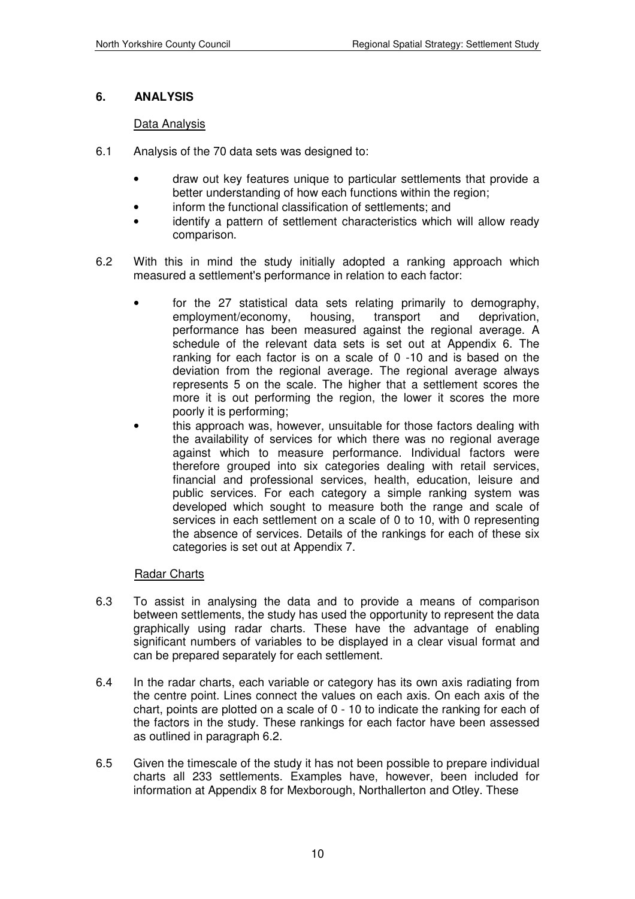## 6. ANALYSIS

Data Analysis

6.1 Analysis of the 70 data sets was designed to:

- draw out key features unique to particular settlements that provide a better understanding of how each functions within the region;
- inform the functional classification of settlements; and
- identify a pattern of settlement characteristics which will allow ready comparison.

6.2 With this in mind the study initially adopted a ranking approach which measured a settlement's performance in relation to each factor:

- for the 27 statistical data sets relating primarily to demography, employment/economy, housing, transport and deprivation, performance has been measured against the regional average. A schedule of the relevant data sets is set out at Appendix 6. The ranking for each factor is on a scale of 0 -10 and is based on the deviation from the regional average. The regional average always represents 5 on the scale. The higher that a settlement scores the more it is out performing the region, the lower it scores the more poorly it is performing;
- this approach was, however, unsuitable for those factors dealing with the availability of services for which there was no regional average against which to measure performance. Individual factors were therefore grouped into six categories dealing with retail services, financial and professional services, health, education, leisure and public services. For each category a simple ranking system was developed which sought to measure both the range and scale of services in each settlement on a scale of 0 to 10, with 0 representing the absence of services. Details of the rankings for each of these six categories is set out at Appendix 7.

Radar Charts

6.3 To assist in analysing the data and to provide a means of comparison between settlements, the study has used the opportunity to represent the data graphically using radar charts. These have the advantage of enabling significant numbers of variables to be displayed in a clear visual format and can be prepared separately for each settlement.

6.4 In the radar charts, each variable or category has its own axis radiating from the centre point. Lines connect the values on each axis. On each axis of the chart, points are plotted on a scale of 0 - 10 to indicate the ranking for each of the factors in the study. These rankings for each factor have been assessed as outlined in paragraph 6.2.

6.5 Given the timescale of the study it has not been possible to prepare individual charts all 233 settlements. Examples have, however, been included for information at Appendix 8 for Mexborough, Northallerton and Otley. These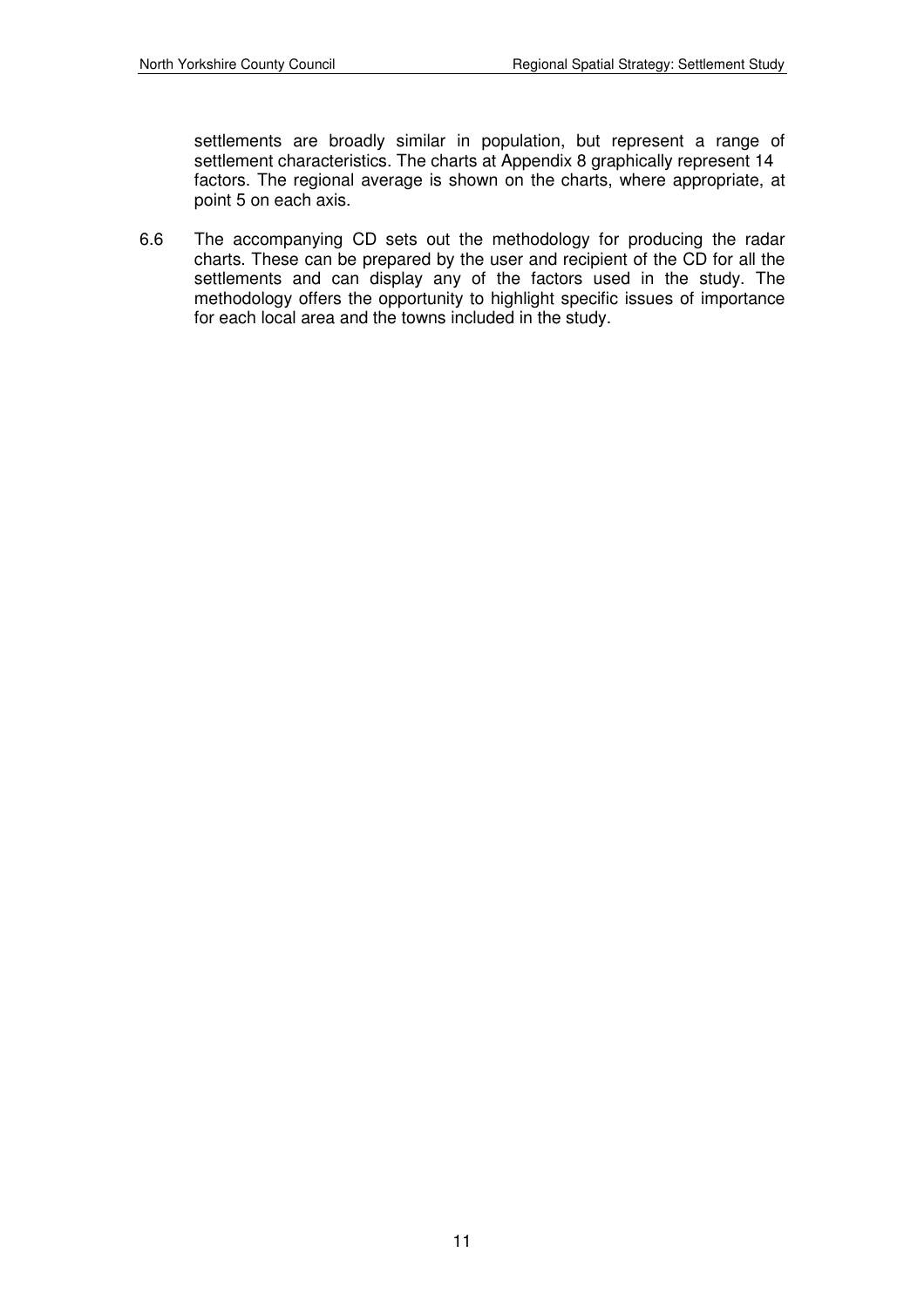settlements are broadly similar in population, but represent a range of settlement characteristics. The charts at Appendix 8 graphically represent 14 factors. The regional average is shown on the charts, where appropriate, at point 5 on each axis.

6.6 The accompanying CD sets out the methodology for producing the radar charts. These can be prepared by the user and recipient of the CD for all the settlements and can display any of the factors used in the study. The methodology offers the opportunity to highlight specific issues of importance for each local area and the towns included in the study.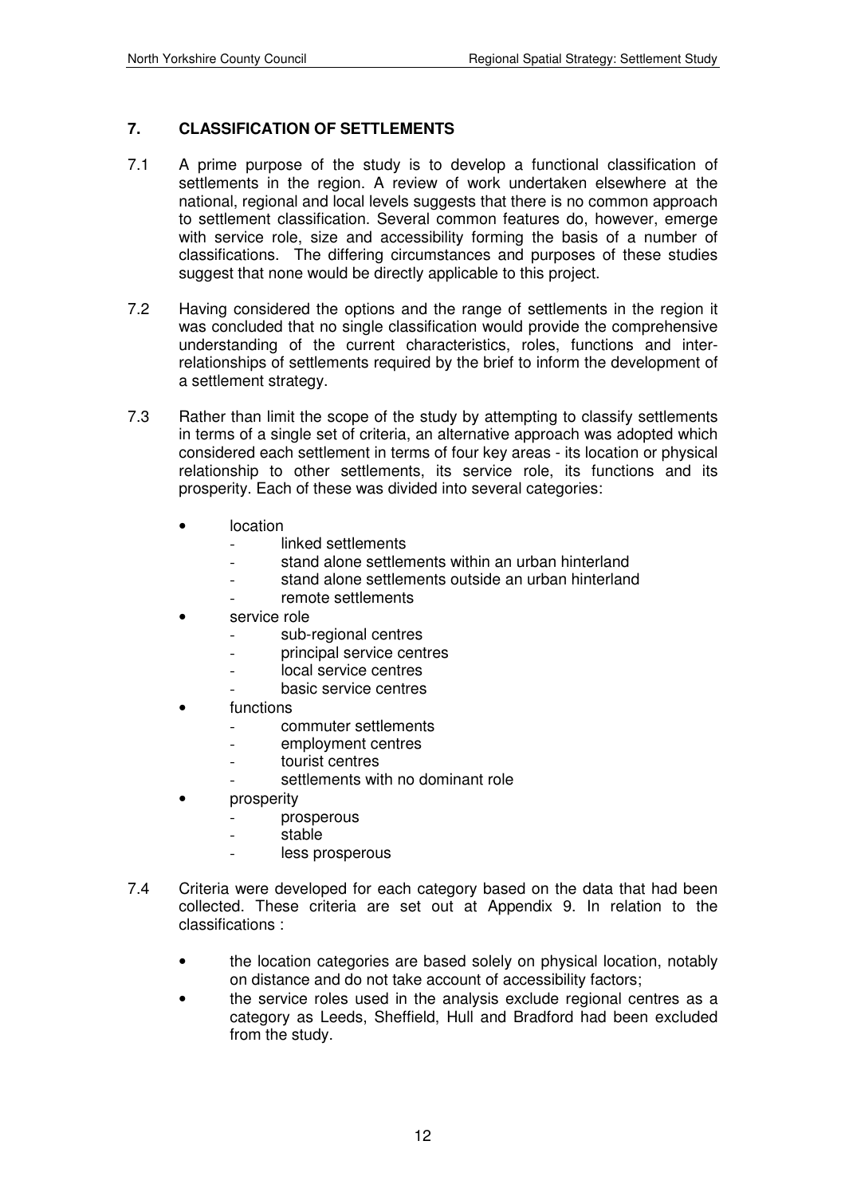## 7. CLASSIFICATION OF SETTLEMENTS

7.1 A prime purpose of the study is to develop a functional classification of settlements in the region. A review of work undertaken elsewhere at the national, regional and local levels suggests that there is no common approach to settlement classification. Several common features do, however, emerge with service role, size and accessibility forming the basis of a number of classifications. The differing circumstances and purposes of these studies suggest that none would be directly applicable to this project.

7.2 Having considered the options and the range of settlements in the region it was concluded that no single classification would provide the comprehensive understanding of the current characteristics, roles, functions and inter-relationships of settlements required by the brief to inform the development of a settlement strategy.

7.3 Rather than limit the scope of the study by attempting to classify settlements in terms of a single set of criteria, an alternative approach was adopted which considered each settlement in terms of four key areas - its location or physical relationship to other settlements, its service role, its functions and its prosperity. Each of these was divided into several categories:

- location
  - linked settlements
  - stand alone settlements within an urban hinterland
  - stand alone settlements outside an urban hinterland
  - remote settlements
- service role
  - sub-regional centres
  - principal service centres
  - local service centres
  - basic service centres
- functions
  - commuter settlements
  - employment centres
  - tourist centres
  - settlements with no dominant role
- prosperity
  - prosperous
  - stable
  - less prosperous

7.4 Criteria were developed for each category based on the data that had been collected. These criteria are set out at Appendix 9. In relation to the classifications :

- the location categories are based solely on physical location, notably on distance and do not take account of accessibility factors;
- the service roles used in the analysis exclude regional centres as a category as Leeds, Sheffield, Hull and Bradford had been excluded from the study.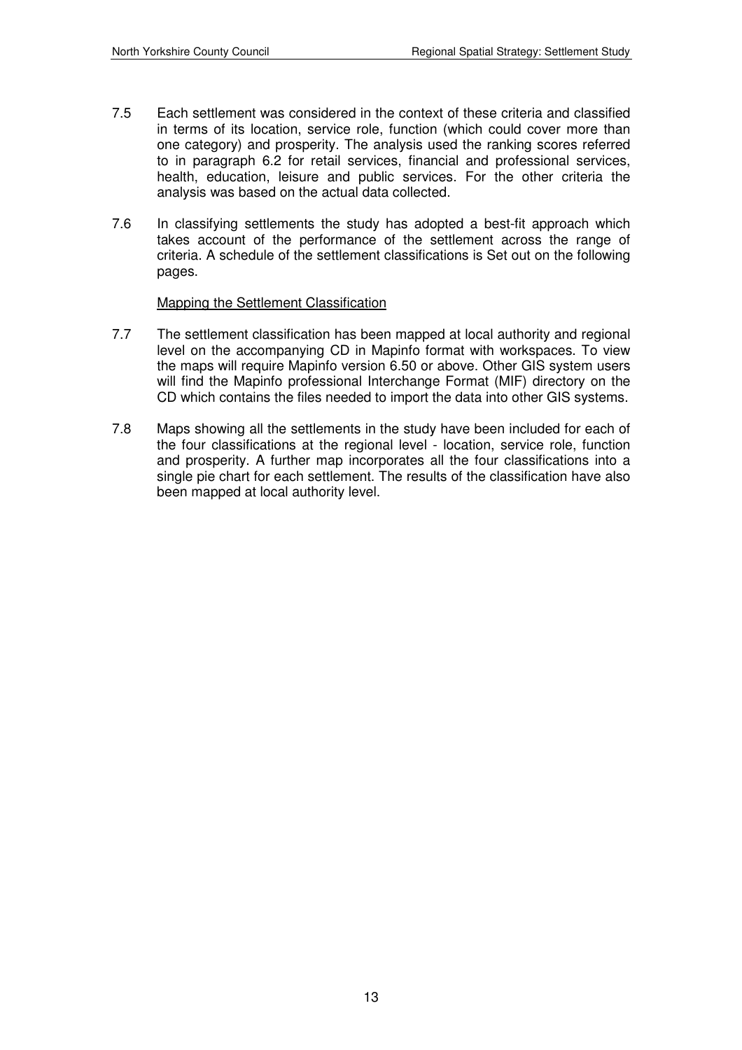7.5 Each settlement was considered in the context of these criteria and classified in terms of its location, service role, function (which could cover more than one category) and prosperity. The analysis used the ranking scores referred to in paragraph 6.2 for retail services, financial and professional services, health, education, leisure and public services. For the other criteria the analysis was based on the actual data collected.

7.6 In classifying settlements the study has adopted a best-fit approach which takes account of the performance of the settlement across the range of criteria. A schedule of the settlement classifications is Set out on the following pages.

<u>Mapping the Settlement Classification</u>

7.7 The settlement classification has been mapped at local authority and regional level on the accompanying CD in Mapinfo format with workspaces. To view the maps will require Mapinfo version 6.50 or above. Other GIS system users will find the Mapinfo professional Interchange Format (MIF) directory on the CD which contains the files needed to import the data into other GIS systems.

7.8 Maps showing all the settlements in the study have been included for each of the four classifications at the regional level - location, service role, function and prosperity. A further map incorporates all the four classifications into a single pie chart for each settlement. The results of the classification have also been mapped at local authority level.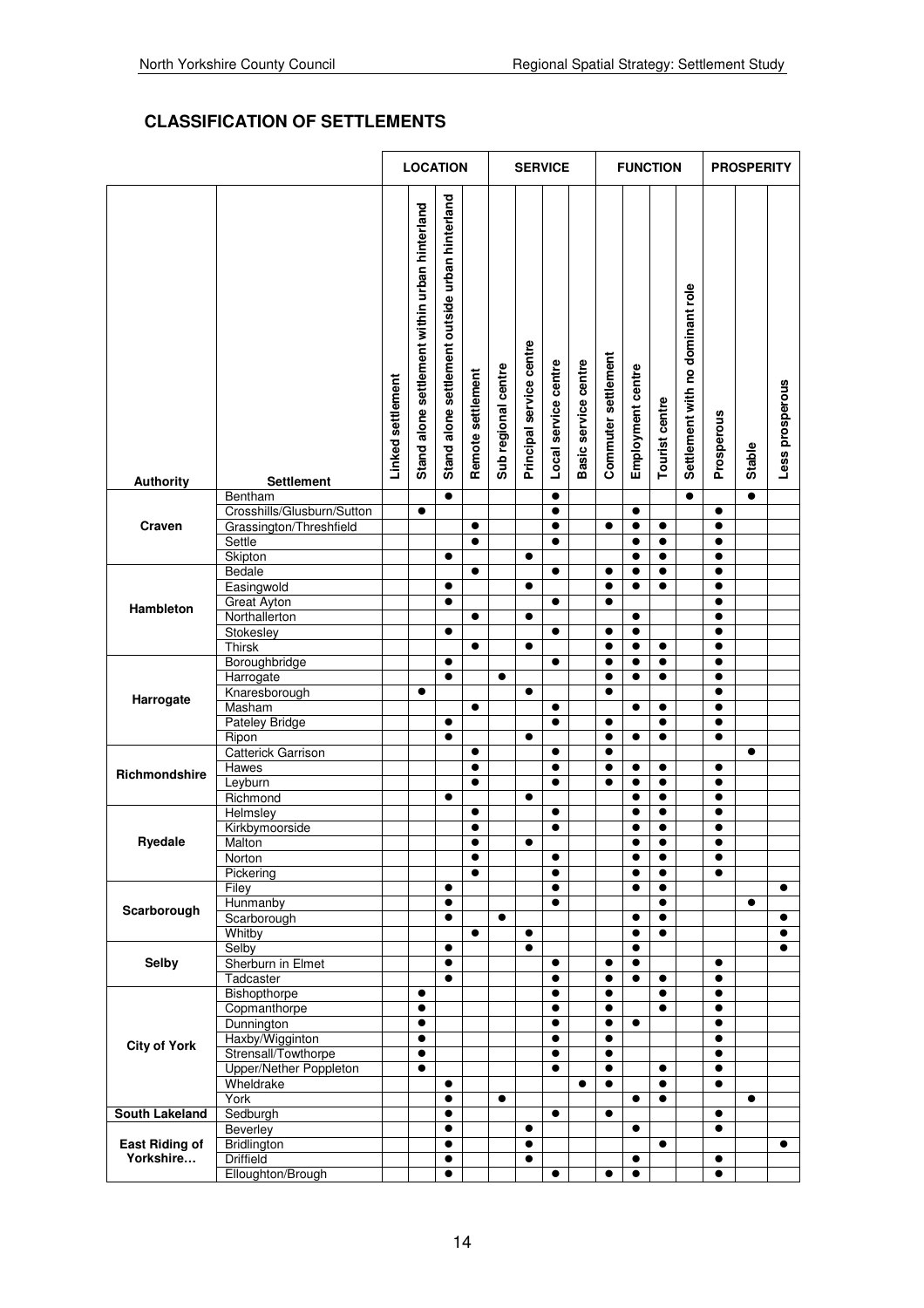## CLASSIFICATION OF SETTLEMENTS

| Authority | Settlement | LOCATION | | | | SERVICE | | | | FUNCTION | | | | PROSPERITY | | |
|---|---|---|---|---|---|---|---|---|---|---|---|---|---|---|---|---|
| | | Linked settlement | Stand alone settlement within urban hinterland | Stand alone settlement outside urban hinterland | Remote settlement | Sub regional centre | Principal service centre | Local service centre | Basic service centre | Commuter settlement | Employment centre | Tourist centre | Settlement with no dominant role | Prosperous | Stable | Less prosperous |
| Craven | Bentham | | | ● | | | | ● | | | | | ● | | ● | |
| | Crosshills/Glusburn/Sutton | | ● | | | | | ● | | | ● | | | ● | | |
| | Grassington/Threshfield | | | | ● | | | ● | | ● | ● | ● | | ● | | |
| | Settle | | | | ● | | | ● | | | ● | ● | | ● | | |
| | Skipton | | | ● | | | ● | | | | ● | ● | | ● | | |
| Hambleton | Bedale | | | | ● | | | ● | | ● | ● | ● | | ● | | |
| | Easingwold | | | ● | | | ● | | | ● | ● | ● | | ● | | |
| | Great Ayton | | | ● | | | | ● | | ● | | | | ● | | |
| | Northallerton | | | | ● | | ● | | | | ● | | | ● | | |
| | Stokesley | | | ● | | | | ● | | ● | ● | | | ● | | |
| | Thirsk | | | | ● | | ● | | | ● | ● | ● | | ● | | |
| Harrogate | Boroughbridge | | | ● | | | | ● | | ● | ● | ● | | ● | | |
| | Harrogate | | | ● | | ● | | | | ● | ● | ● | | ● | | |
| | Knaresborough | | ● | | | | ● | | | ● | | | | ● | | |
| | Masham | | | | ● | | | ● | | | ● | ● | | ● | | |
| | Pateley Bridge | | | ● | | | | ● | | ● | | ● | | ● | | |
| | Ripon | | | ● | | | ● | | | ● | ● | ● | | ● | | |
| Richmondshire | Catterick Garrison | | | | ● | | | ● | | ● | | | | | ● | |
| | Hawes | | | | ● | | | ● | | ● | ● | ● | | ● | | |
| | Leyburn | | | | ● | | | ● | | ● | ● | ● | | ● | | |
| | Richmond | | | ● | | | ● | | | | ● | ● | | ● | | |
| Ryedale | Helmsley | | | | ● | | | ● | | | ● | ● | | ● | | |
| | Kirkbymoorside | | | | ● | | | ● | | | ● | ● | | ● | | |
| | Malton | | | | ● | | ● | | | | ● | ● | | ● | | |
| | Norton | | | | ● | | | ● | | | ● | ● | | ● | | |
| | Pickering | | | | ● | | | ● | | | ● | ● | | ● | | |
| Scarborough | Filey | | | ● | | | | ● | | | ● | ● | | | | ● |
| | Hunmanby | | | ● | | | | ● | | | | ● | | | ● | |
| | Scarborough | | | ● | | ● | | | | | ● | ● | | | | ● |
| | Whitby | | | | ● | | ● | | | | ● | ● | | | | ● |
| Selby | Selby | | | ● | | | ● | | | | ● | | | | | ● |
| | Sherburn in Elmet | | | ● | | | | ● | | ● | ● | | | ● | | |
| | Tadcaster | | | ● | | | | ● | | ● | ● | ● | | ● | | |
| City of York | Bishopthorpe | | ● | | | | | ● | | ● | | ● | | ● | | |
| | Copmanthorpe | | ● | | | | | ● | | ● | | ● | | ● | | |
| | Dunnington | | ● | | | | | ● | | ● | ● | | | ● | | |
| | Haxby/Wigginton | | ● | | | | | ● | | ● | | | | ● | | |
| | Strensall/Towthorpe | | ● | | | | | ● | | ● | | | | ● | | |
| | Upper/Nether Poppleton | | ● | | | | | ● | | ● | | ● | | ● | | |
| | Wheldrake | | | ● | | | | | ● | ● | | ● | | ● | | |
| | York | | | ● | | ● | | | | | ● | ● | | | ● | |
| South Lakeland | Sedburgh | | | ● | | | | ● | | ● | | | | ● | | |
| East Riding of Yorkshire… | Beverley | | | ● | | | ● | | | | ● | | | ● | | |
| | Bridlington | | | ● | | | ● | | | | | ● | | | | ● |
| | Driffield | | | ● | | | ● | | | | ● | | | ● | | |
| | Elloughton/Brough | | | ● | | | | ● | | ● | ● | | | ● | | |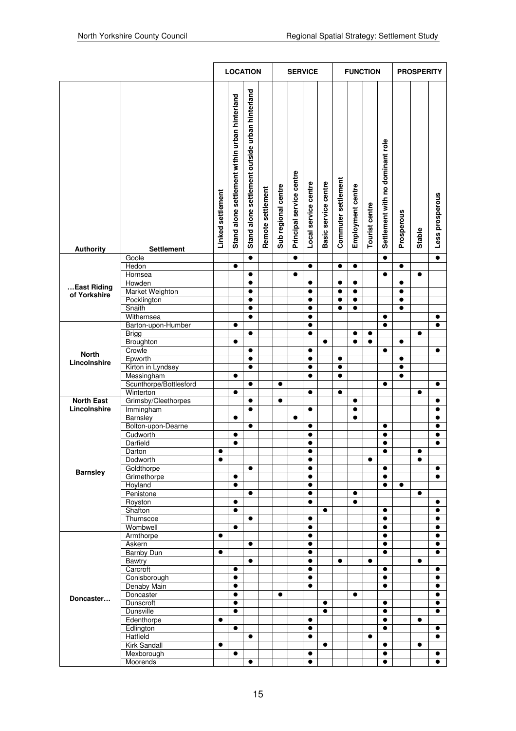| Authority | Settlement | LOCATION | | | | SERVICE | | | | FUNCTION | | | | PROSPERITY | | |
|---|---|---|---|---|---|---|---|---|---|---|---|---|---|---|---|---|
| | | Linked settlement | Stand alone settlement within urban hinterland | Stand alone settlement outside urban hinterland | Remote settlement | Sub regional centre | Principal service centre | Local service centre | Basic service centre | Commuter settlement | Employment centre | Tourist centre | Settlement with no dominant role | Prosperous | Stable | Less prosperous |
| …East Riding of Yorkshire | Goole | | | ● | | | ● | | | | | | ● | | | ● |
| | Hedon | | ● | | | | | ● | | ● | ● | | | ● | | |
| | Hornsea | | | ● | | | ● | | | | | | ● | | ● | |
| | Howden | | | ● | | | | ● | | ● | ● | | | ● | | |
| | Market Weighton | | | ● | | | | ● | | ● | ● | | | ● | | |
| | Pocklington | | | ● | | | | ● | | ● | ● | | | ● | | |
| | Snaith | | | ● | | | | ● | | ● | ● | | | ● | | |
| | Withernsea | | | ● | | | | ● | | | | | ● | | | ● |
| North Lincolnshire | Barton-upon-Humber | | ● | | | | | ● | | | | | ● | | | ● |
| | Brigg | | | ● | | | | ● | | | ● | ● | | | ● | |
| | Broughton | | ● | | | | | | ● | | ● | ● | | ● | | |
| | Crowle | | | ● | | | | ● | | | | | ● | | | ● |
| | Epworth | | | ● | | | | ● | | ● | | | | ● | | |
| | Kirton in Lyndsey | | | ● | | | | ● | | ● | | | | ● | | |
| | Messingham | | ● | | | | | ● | | ● | | | | ● | | |
| | Scunthorpe/Bottlesford | | | ● | | ● | | | | | | | ● | | | ● |
| | Winterton | | ● | | | | | ● | | ● | | | | | ● | |
| North East Lincolnshire | Grimsby/Cleethorpes | | | ● | | ● | | | | | ● | | | | | ● |
| | Immingham | | | ● | | | | ● | | | ● | | | | | ● |
| Barnsley | Barnsley | | ● | | | | ● | | | | ● | | | | | ● |
| | Bolton-upon-Dearne | | | ● | | | | ● | | | | | ● | | | ● |
| | Cudworth | | ● | | | | | ● | | | | | ● | | | ● |
| | Darfield | | ● | | | | | ● | | | | | ● | | | ● |
| | Darton | ● | | | | | | ● | | | | | ● | | ● | |
| | Dodworth | ● | | | | | | ● | | | | ● | | | ● | |
| | Goldthorpe | | | ● | | | | ● | | | | | ● | | | ● |
| | Grimethorpe | | ● | | | | | ● | | | | | ● | | | ● |
| | Hoyland | | ● | | | | | ● | | | | | ● | ● | | |
| | Penistone | | | ● | | | | ● | | | ● | | | | ● | |
| | Royston | | ● | | | | | ● | | | ● | | | | | ● |
| | Shafton | | ● | | | | | | ● | | | | ● | | | ● |
| | Thurnscoe | | | ● | | | | ● | | | | | ● | | | ● |
| | Wombwell | | ● | | | | | ● | | | | | ● | | | ● |
| Doncaster… | Armthorpe | ● | | | | | | ● | | | | | ● | | | ● |
| | Askern | | | ● | | | | ● | | | | | ● | | | ● |
| | Barnby Dun | ● | | | | | | ● | | | | | ● | | | ● |
| | Bawtry | | | ● | | | | ● | | ● | | ● | | | ● | |
| | Carcroft | | ● | | | | | ● | | | | | ● | | | ● |
| | Conisborough | | ● | | | | | ● | | | | | ● | | | ● |
| | Denaby Main | | ● | | | | | ● | | | | | ● | | | ● |
| | Doncaster | | ● | | | ● | | | | | ● | | | | | ● |
| | Dunscroft | | ● | | | | | | ● | | | | ● | | | ● |
| | Dunsville | | ● | | | | | | ● | | | | ● | | | ● |
| | Edenthorpe | ● | | | | | | ● | | | | | ● | | ● | |
| | Edlington | | ● | | | | | ● | | | | | ● | | | ● |
| | Hatfield | | | ● | | | | ● | | | | ● | | | | ● |
| | Kirk Sandall | ● | | | | | | | ● | | | | ● | | ● | |
| | Mexborough | | ● | | | | | ● | | | | | ● | | | ● |
| | Moorends | | | ● | | | | ● | | | | | ● | | | ● |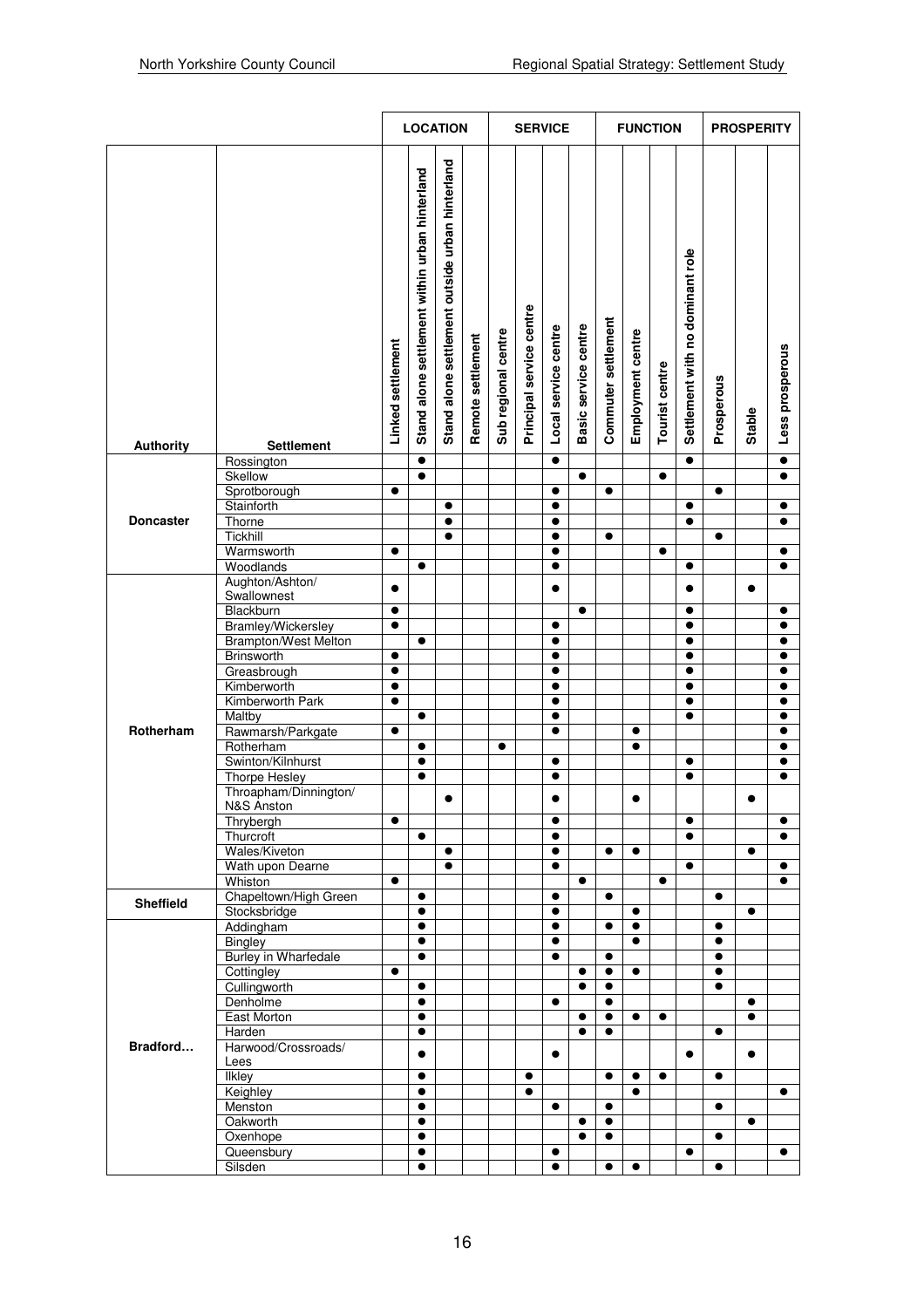| Authority | Settlement | LOCATION | | | | SERVICE | | | | FUNCTION | | | | PROSPERITY | | |
|---|---|---|---|---|---|---|---|---|---|---|---|---|---|---|---|---|
| | | Linked settlement | Stand alone settlement within urban hinterland | Stand alone settlement outside urban hinterland | Remote settlement | Sub regional centre | Principal service centre | Local service centre | Basic service centre | Commuter settlement | Employment centre | Tourist centre | Settlement with no dominant role | Prosperous | Stable | Less prosperous |
| Doncaster | Rossington | | ● | | | | | ● | | | | | ● | | | ● |
| | Skellow | | ● | | | | | | ● | | | ● | | | | ● |
| | Sprotborough | ● | | | | | | ● | | ● | | | | ● | | |
| | Stainforth | | | ● | | | | ● | | | | | ● | | | ● |
| | Thorne | | | ● | | | | ● | | | | | ● | | | ● |
| | Tickhill | | | ● | | | | ● | | ● | | | | ● | | |
| | Warmsworth | ● | | | | | | ● | | | | ● | | | | ● |
| | Woodlands | | ● | | | | | ● | | | | | ● | | | ● |
| Rotherham | Aughton/Ashton/ Swallownest | ● | | | | | | ● | | | | | ● | | ● | |
| | Blackburn | ● | | | | | | | ● | | | | ● | | | ● |
| | Bramley/Wickersley | ● | | | | | | ● | | | | | ● | | | ● |
| | Brampton/West Melton | | ● | | | | | ● | | | | | ● | | | ● |
| | Brinsworth | ● | | | | | | ● | | | | | ● | | | ● |
| | Greasbrough | ● | | | | | | ● | | | | | ● | | | ● |
| | Kimberworth | ● | | | | | | ● | | | | | ● | | | ● |
| | Kimberworth Park | ● | | | | | | ● | | | | | ● | | | ● |
| | Maltby | | ● | | | | | ● | | | | | ● | | | ● |
| | Rawmarsh/Parkgate | ● | | | | | | ● | | | ● | | | | | ● |
| | Rotherham | | ● | | | ● | | | | | ● | | | | | ● |
| | Swinton/Kilnhurst | | ● | | | | | ● | | | | | ● | | | ● |
| | Thorpe Hesley | | ● | | | | | ● | | | | | ● | | | ● |
| | Throapham/Dinnington/ N&S Anston | | | ● | | | | ● | | | ● | | | | ● | |
| | Thrybergh | ● | | | | | | ● | | | | | ● | | | ● |
| | Thurcroft | | ● | | | | | ● | | | | | ● | | | ● |
| | Wales/Kiveton | | | ● | | | | ● | | ● | ● | | | | ● | |
| | Wath upon Dearne | | | ● | | | | ● | | | | | ● | | | ● |
| | Whiston | ● | | | | | | | ● | | | ● | | | | ● |
| Sheffield | Chapeltown/High Green | | ● | | | | | ● | | ● | | | | ● | | |
| | Stocksbridge | | ● | | | | | ● | | | ● | | | | ● | |
| Bradford… | Addingham | | ● | | | | | ● | | ● | ● | | | ● | | |
| | Bingley | | ● | | | | | ● | | | ● | | | ● | | |
| | Burley in Wharfedale | | ● | | | | | ● | | ● | | | | ● | | |
| | Cottingley | ● | | | | | | | ● | ● | ● | | | ● | | |
| | Cullingworth | | ● | | | | | | ● | ● | | | | ● | | |
| | Denholme | | ● | | | | | ● | | ● | | | | | ● | |
| | East Morton | | ● | | | | | | ● | ● | ● | ● | | | ● | |
| | Harden | | ● | | | | | | ● | ● | | | | ● | | |
| | Harwood/Crossroads/ Lees | | ● | | | | | ● | | | | | ● | | ● | |
| | Ilkley | | ● | | | | ● | | | ● | ● | ● | | ● | | |
| | Keighley | | ● | | | | ● | | | | ● | | | | | ● |
| | Menston | | ● | | | | | ● | | ● | | | | ● | | |
| | Oakworth | | ● | | | | | | ● | ● | | | | | ● | |
| | Oxenhope | | ● | | | | | | ● | ● | | | | ● | | |
| | Queensbury | | ● | | | | | ● | | | | | ● | | | ● |
| | Silsden | | ● | | | | | ● | | ● | ● | | | ● | | |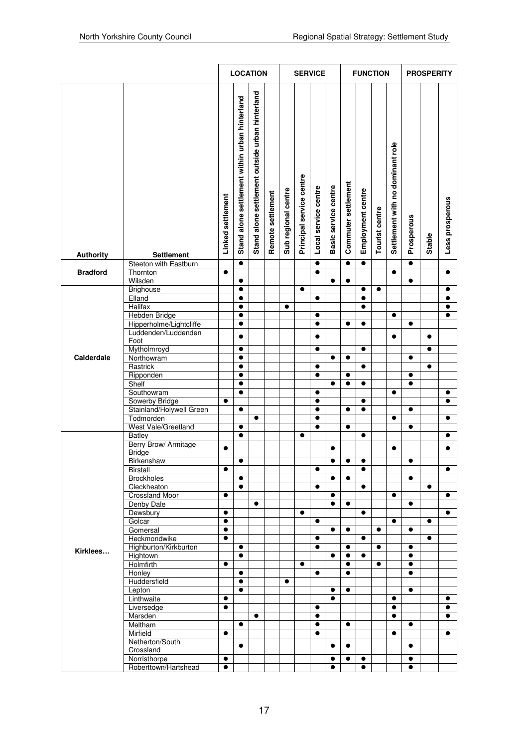| Authority | Settlement | LOCATION | | | | SERVICE | | | | FUNCTION | | | | PROSPERITY | | |
|---|---|---|---|---|---|---|---|---|---|---|---|---|---|---|---|---|
| | | Linked settlement | Stand alone settlement within urban hinterland | Stand alone settlement outside urban hinterland | Remote settlement | Sub regional centre | Principal service centre | Local service centre | Basic service centre | Commuter settlement | Employment centre | Tourist centre | Settlement with no dominant role | Prosperous | Stable | Less prosperous |
| Bradford | Steeton with Eastburn | | ● | | | | | ● | | ● | ● | | | ● | | |
| | Thornton | ● | | | | | | ● | | | | | ● | | | ● |
| | Wilsden | | ● | | | | | | ● | ● | | | | ● | | |
| Calderdale | Brighouse | | ● | | | | ● | | | | ● | ● | | | | ● |
| | Elland | | ● | | | | | ● | | | ● | | | | | ● |
| | Halifax | | ● | | | ● | | | | | ● | | | | | ● |
| | Hebden Bridge | | ● | | | | | ● | | | | | ● | | | ● |
| | Hipperholme/Lightcliffe | | ● | | | | | ● | | ● | ● | | | ● | | |
| | Luddenden/Luddenden Foot | | ● | | | | | ● | | | | | ● | | ● | |
| | Mytholmroyd | | ● | | | | | ● | | | ● | | | | ● | |
| | Northowram | | ● | | | | | | ● | ● | | | | ● | | |
| | Rastrick | | ● | | | | | ● | | | ● | | | | ● | |
| | Ripponden | | ● | | | | | ● | | ● | | | | ● | | |
| | Shelf | | ● | | | | | | ● | ● | ● | | | ● | | |
| | Southowram | | ● | | | | | ● | | | | | ● | | | ● |
| | Sowerby Bridge | ● | | | | | | ● | | | ● | | | | | ● |
| | Stainland/Holywell Green | | ● | | | | | ● | | ● | ● | | | ● | | |
| | Todmorden | | | ● | | | | ● | | | | | ● | | | ● |
| | West Vale/Greetland | | ● | | | | | ● | | ● | | | | ● | | |
| Kirklees… | Batley | | ● | | | | ● | | | | ● | | | | | ● |
| | Berry Brow/ Armitage Bridge | ● | | | | | | | ● | | | | ● | | | ● |
| | Birkenshaw | | ● | | | | | | ● | ● | ● | | | ● | | |
| | Birstall | ● | | | | | | ● | | | ● | | | | | ● |
| | Brockholes | | ● | | | | | | ● | ● | | | | ● | | |
| | Cleckheaton | | ● | | | | | ● | | | ● | | | | ● | |
| | Crossland Moor | ● | | | | | | | ● | | | | ● | | | ● |
| | Denby Dale | | | ● | | | | | ● | ● | | | | ● | | |
| | Dewsbury | ● | | | | | ● | | | | ● | | | | | ● |
| | Golcar | ● | | | | | | ● | | | | | ● | | ● | |
| | Gomersal | ● | | | | | | | ● | ● | | ● | | ● | | |
| | Heckmondwike | ● | | | | | | ● | | | ● | | | | ● | |
| | Highburton/Kirkburton | | ● | | | | | ● | | ● | | ● | | ● | | |
| | Hightown | | ● | | | | | | ● | ● | ● | | | ● | | |
| | Holmfirth | ● | | | | | ● | | | ● | | ● | | ● | | |
| | Honley | | ● | | | | | ● | | ● | | | | ● | | |
| | Huddersfield | | ● | | | ● | | | | | | | | | | |
| | Lepton | | ● | | | | | | ● | ● | | | | ● | | |
| | Linthwaite | ● | | | | | | | ● | | | | ● | | | ● |
| | Liversedge | ● | | | | | | ● | | | | | ● | | | ● |
| | Marsden | | | ● | | | | ● | | | | | ● | | | ● |
| | Meltham | | ● | | | | | ● | | ● | | | | ● | | |
| | Mirfield | ● | | | | | | ● | | | | | ● | | | ● |
| | Netherton/South Crossland | | ● | | | | | | ● | ● | | | | ● | | |
| | Norristhorpe | ● | | | | | | | ● | ● | ● | | | ● | | |
| | Roberttown/Hartshead | ● | | | | | | | ● | | ● | | | ● | | |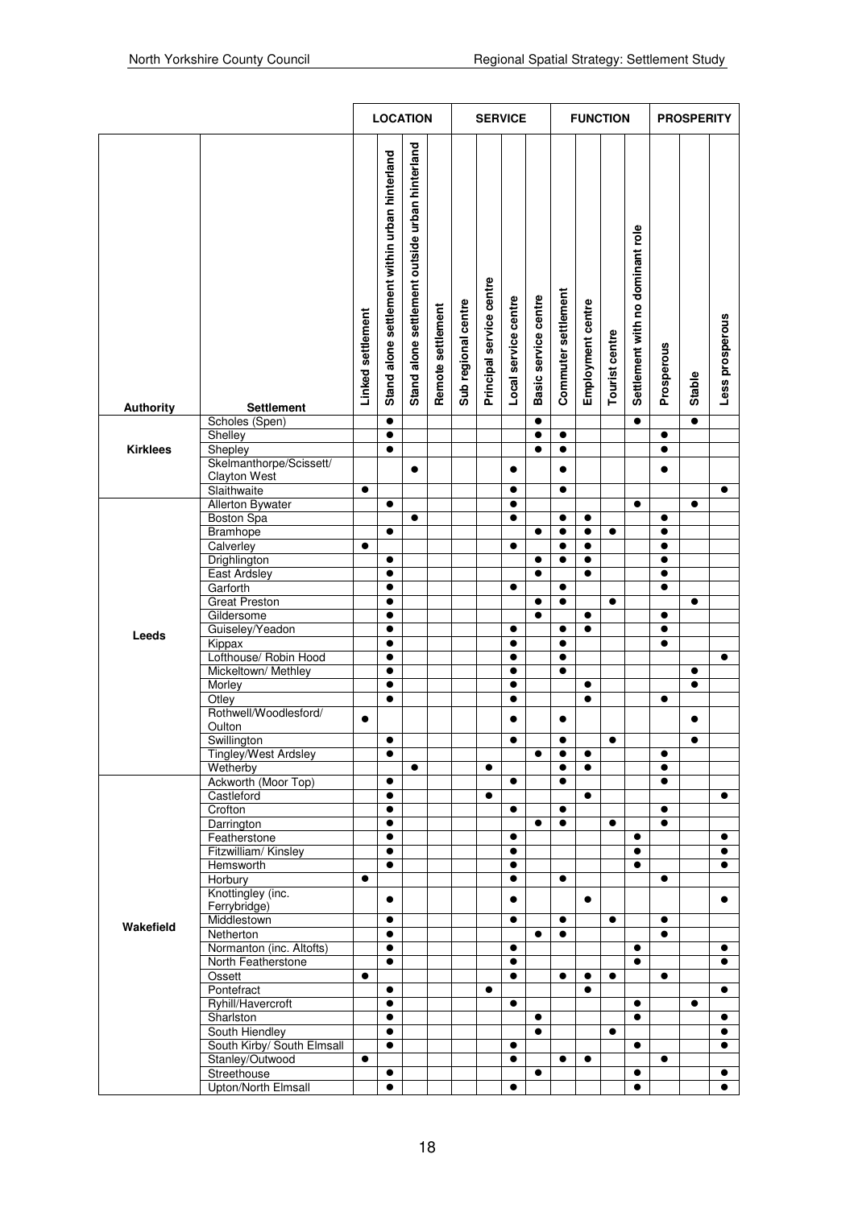| | | LOCATION | | | | SERVICE | | | | FUNCTION | | | | PROSPERITY | | |
|---|---|---|---|---|---|---|---|---|---|---|---|---|---|---|---|---|
| **Authority** | **Settlement** | Linked settlement | Stand alone settlement within urban hinterland | Stand alone settlement outside urban hinterland | Remote settlement | Sub regional centre | Principal service centre | Local service centre | Basic service centre | Commuter settlement | Employment centre | Tourist centre | Settlement with no dominant role | Prosperous | Stable | Less prosperous |
| **Kirklees** | Scholes (Spen) | | ● | | | | | | ● | | | | ● | | ● | |
| | Shelley | | ● | | | | | | ● | ● | | | | ● | | |
| | Shepley | | ● | | | | | | ● | ● | | | | ● | | |
| | Skelmanthorpe/Scissett/ Clayton West | | | ● | | | | ● | | ● | | | | ● | | |
| | Slaithwaite | ● | | | | | | ● | | ● | | | | | | ● |
| **Leeds** | Allerton Bywater | | ● | | | | | ● | | | | | ● | | ● | |
| | Boston Spa | | | ● | | | | ● | | ● | ● | | | ● | | |
| | Bramhope | | ● | | | | | | ● | ● | ● | ● | | ● | | |
| | Calverley | ● | | | | | | ● | | ● | ● | | | ● | | |
| | Drighlington | | ● | | | | | | ● | ● | ● | | | ● | | |
| | East Ardsley | | ● | | | | | | ● | | ● | | | ● | | |
| | Garforth | | ● | | | | | ● | | ● | | | | ● | | |
| | Great Preston | | ● | | | | | | ● | ● | | ● | | | ● | |
| | Gildersome | | ● | | | | | | ● | | ● | | | ● | | |
| | Guiseley/Yeadon | | ● | | | | | ● | | ● | ● | | | ● | | |
| | Kippax | | ● | | | | | ● | | ● | | | | ● | | |
| | Lofthouse/ Robin Hood | | ● | | | | | ● | | ● | | | | | | ● |
| | Mickeltown/ Methley | | ● | | | | | ● | | ● | | | | | ● | |
| | Morley | | ● | | | | | ● | | | ● | | | | ● | |
| | Otley | | ● | | | | | ● | | | ● | | | ● | | |
| | Rothwell/Woodlesford/ Oulton | ● | | | | | | ● | | ● | | | | | ● | |
| | Swillington | | ● | | | | | ● | | ● | | ● | | | ● | |
| | Tingley/West Ardsley | | ● | | | | | | ● | ● | ● | | | ● | | |
| | Wetherby | | | ● | | | ● | | | ● | ● | | | ● | | |
| **Wakefield** | Ackworth (Moor Top) | | ● | | | | | ● | | ● | | | | ● | | |
| | Castleford | | ● | | | | ● | | | | ● | | | | | ● |
| | Crofton | | ● | | | | | ● | | ● | | | | ● | | |
| | Darrington | | ● | | | | | | ● | ● | | ● | | ● | | |
| | Featherstone | | ● | | | | | ● | | | | | ● | | | ● |
| | Fitzwilliam/ Kinsley | | ● | | | | | ● | | | | | ● | | | ● |
| | Hemsworth | | ● | | | | | ● | | | | | ● | | | ● |
| | Horbury | ● | | | | | | ● | | ● | | | | ● | | |
| | Knottingley (inc. Ferrybridge) | | ● | | | | | ● | | | ● | | | | | ● |
| | Middlestown | | ● | | | | | ● | | ● | | ● | | ● | | |
| | Netherton | | ● | | | | | | ● | ● | | | | ● | | |
| | Normanton (inc. Altofts) | | ● | | | | | ● | | | | | ● | | | ● |
| | North Featherstone | | ● | | | | | ● | | | | | ● | | | ● |
| | Ossett | ● | | | | | | ● | | ● | ● | ● | | ● | | |
| | Pontefract | | ● | | | | ● | | | | ● | | | | | ● |
| | Ryhill/Havercroft | | ● | | | | | ● | | | | | ● | | ● | |
| | Sharlston | | ● | | | | | | ● | | | | ● | | | ● |
| | South Hiendley | | ● | | | | | | ● | | | ● | | | | ● |
| | South Kirby/ South Elmsall | | ● | | | | | ● | | | | | ● | | | ● |
| | Stanley/Outwood | ● | | | | | | ● | | ● | ● | | | ● | | |
| | Streethouse | | ● | | | | | | ● | | | | ● | | | ● |
| | Upton/North Elmsall | | ● | | | | | ● | | | | | ● | | | ● |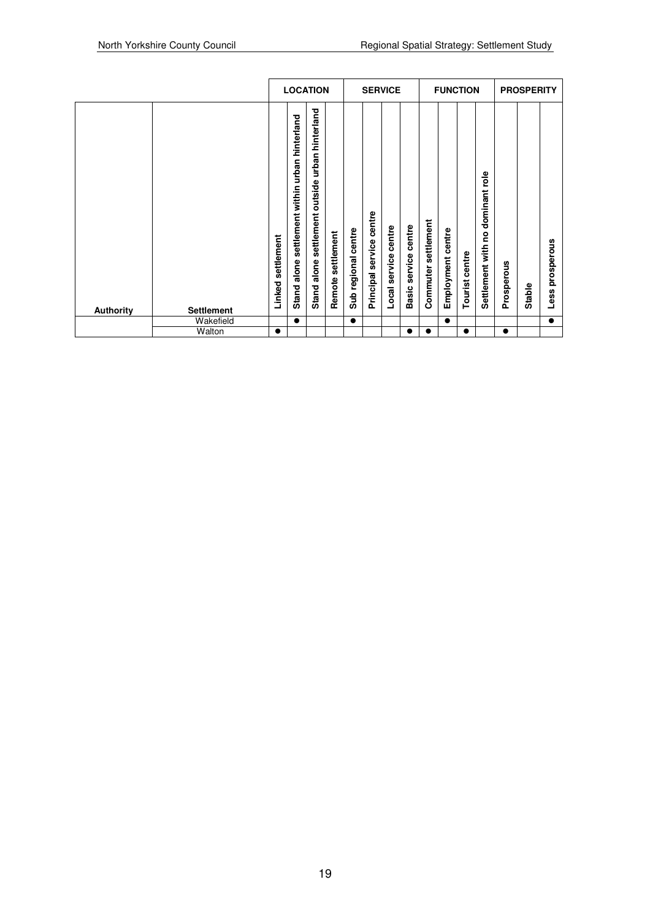| | | LOCATION | | | | SERVICE | | | | FUNCTION | | | | PROSPERITY | | |
|---|---|---|---|---|---|---|---|---|---|---|---|---|---|---|---|---|
| **Authority** | **Settlement** | **Linked settlement** | **Stand alone settlement within urban hinterland** | **Stand alone settlement outside urban hinterland** | **Remote settlement** | **Sub regional centre** | **Principal service centre** | **Local service centre** | **Basic service centre** | **Commuter settlement** | **Employment centre** | **Tourist centre** | **Settlement with no dominant role** | **Prosperous** | **Stable** | **Less prosperous** |
| | Wakefield | | ● | | | ● | | | | | ● | | | | | ● |
| | Walton | ● | | | | | | | ● | ● | | ● | | ● | | |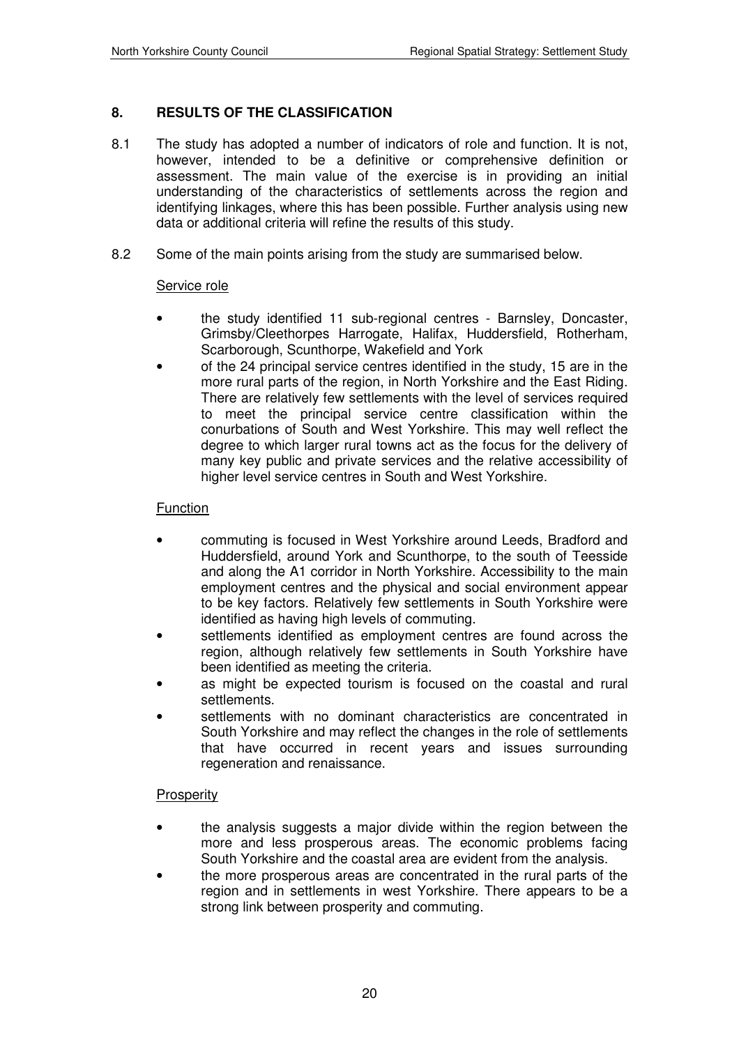## 8. RESULTS OF THE CLASSIFICATION

8.1 The study has adopted a number of indicators of role and function. It is not, however, intended to be a definitive or comprehensive definition or assessment. The main value of the exercise is in providing an initial understanding of the characteristics of settlements across the region and identifying linkages, where this has been possible. Further analysis using new data or additional criteria will refine the results of this study.

8.2 Some of the main points arising from the study are summarised below.

Service role

- the study identified 11 sub-regional centres - Barnsley, Doncaster, Grimsby/Cleethorpes Harrogate, Halifax, Huddersfield, Rotherham, Scarborough, Scunthorpe, Wakefield and York
- of the 24 principal service centres identified in the study, 15 are in the more rural parts of the region, in North Yorkshire and the East Riding. There are relatively few settlements with the level of services required to meet the principal service centre classification within the conurbations of South and West Yorkshire. This may well reflect the degree to which larger rural towns act as the focus for the delivery of many key public and private services and the relative accessibility of higher level service centres in South and West Yorkshire.

Function

- commuting is focused in West Yorkshire around Leeds, Bradford and Huddersfield, around York and Scunthorpe, to the south of Teesside and along the A1 corridor in North Yorkshire. Accessibility to the main employment centres and the physical and social environment appear to be key factors. Relatively few settlements in South Yorkshire were identified as having high levels of commuting.
- settlements identified as employment centres are found across the region, although relatively few settlements in South Yorkshire have been identified as meeting the criteria.
- as might be expected tourism is focused on the coastal and rural settlements.
- settlements with no dominant characteristics are concentrated in South Yorkshire and may reflect the changes in the role of settlements that have occurred in recent years and issues surrounding regeneration and renaissance.

Prosperity

- the analysis suggests a major divide within the region between the more and less prosperous areas. The economic problems facing South Yorkshire and the coastal area are evident from the analysis.
- the more prosperous areas are concentrated in the rural parts of the region and in settlements in west Yorkshire. There appears to be a strong link between prosperity and commuting.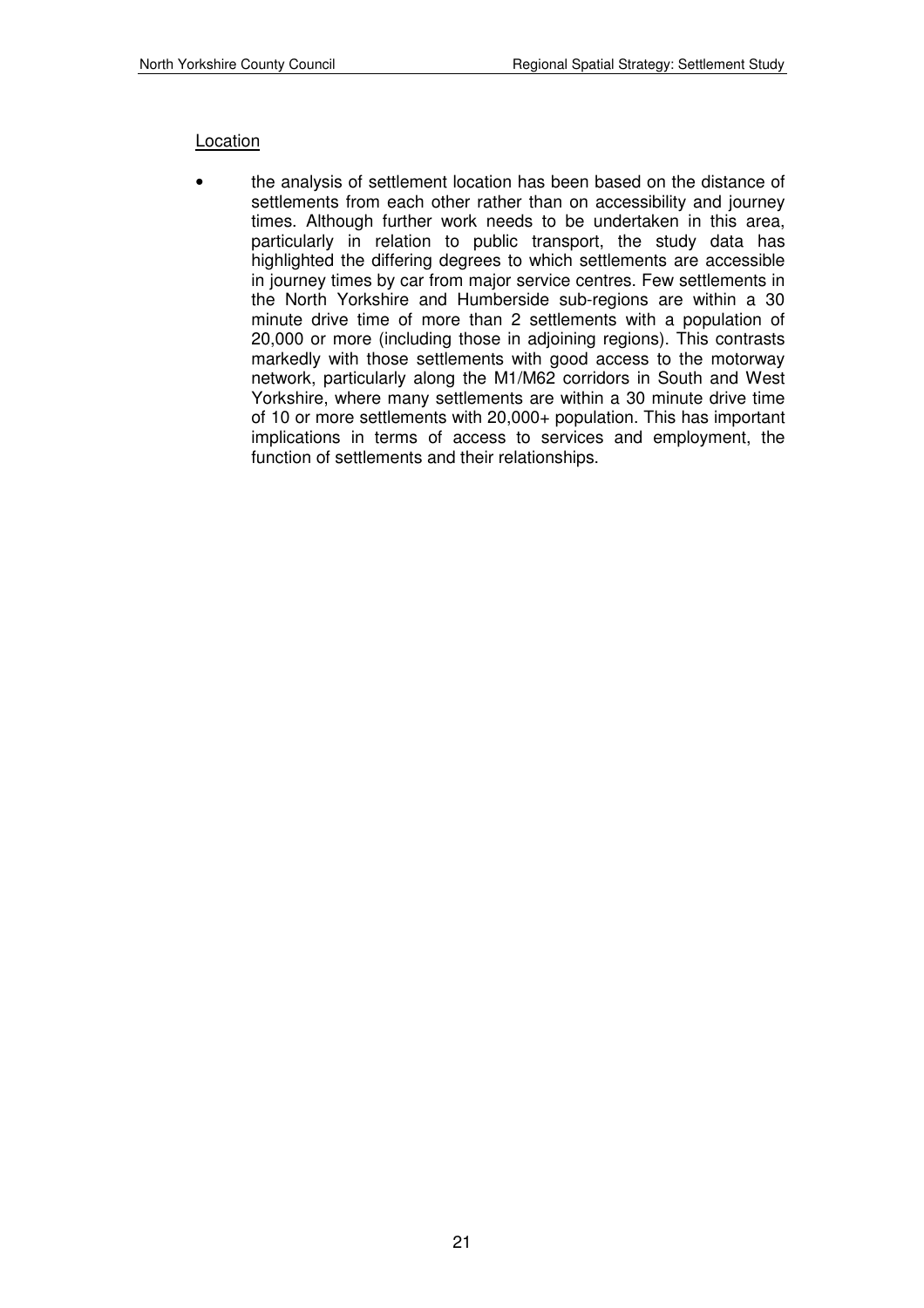<u>Location</u>

- the analysis of settlement location has been based on the distance of settlements from each other rather than on accessibility and journey times. Although further work needs to be undertaken in this area, particularly in relation to public transport, the study data has highlighted the differing degrees to which settlements are accessible in journey times by car from major service centres. Few settlements in the North Yorkshire and Humberside sub-regions are within a 30 minute drive time of more than 2 settlements with a population of 20,000 or more (including those in adjoining regions). This contrasts markedly with those settlements with good access to the motorway network, particularly along the M1/M62 corridors in South and West Yorkshire, where many settlements are within a 30 minute drive time of 10 or more settlements with 20,000+ population. This has important implications in terms of access to services and employment, the function of settlements and their relationships.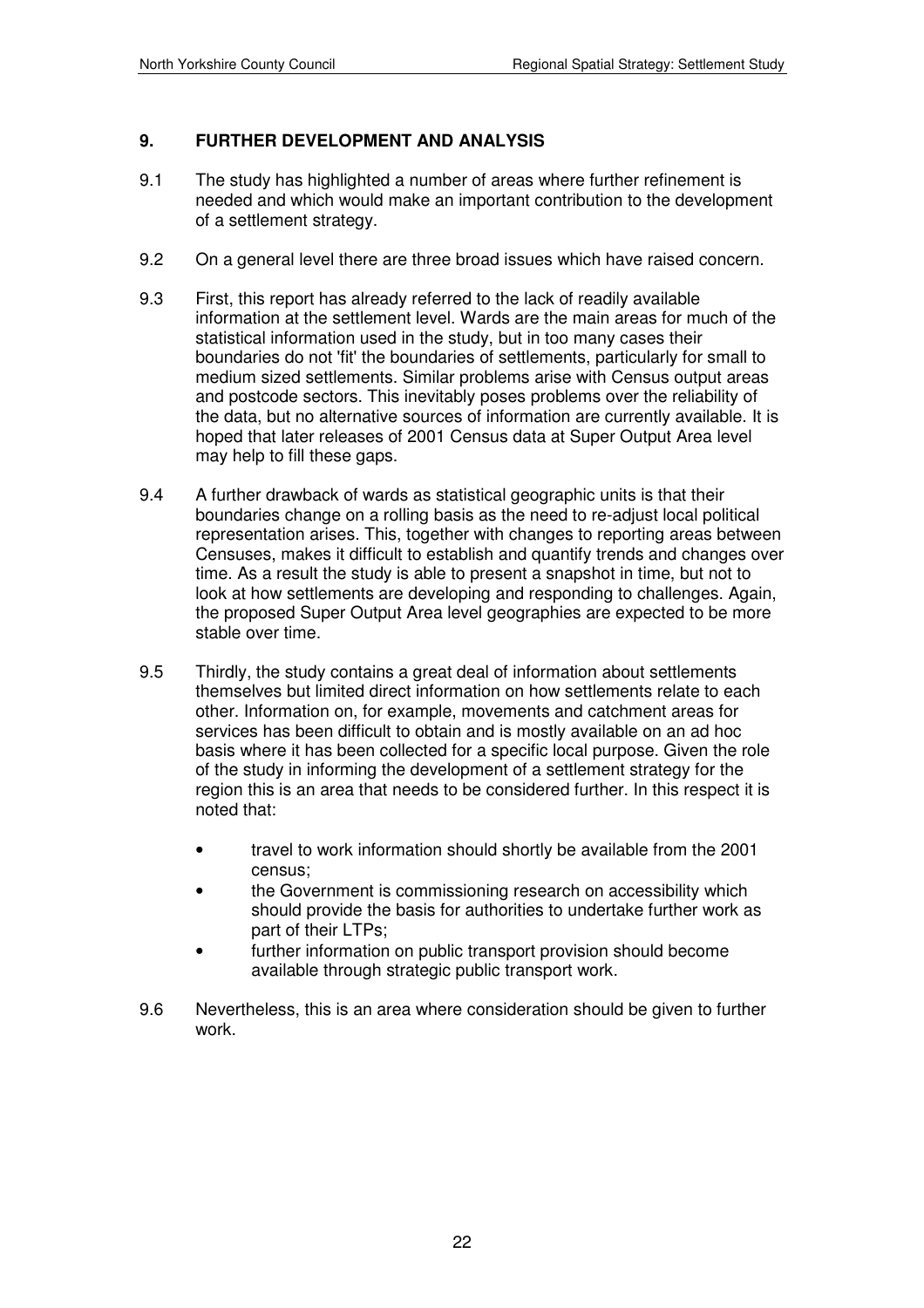## 9. FURTHER DEVELOPMENT AND ANALYSIS

9.1 The study has highlighted a number of areas where further refinement is needed and which would make an important contribution to the development of a settlement strategy.

9.2 On a general level there are three broad issues which have raised concern.

9.3 First, this report has already referred to the lack of readily available information at the settlement level. Wards are the main areas for much of the statistical information used in the study, but in too many cases their boundaries do not 'fit' the boundaries of settlements, particularly for small to medium sized settlements. Similar problems arise with Census output areas and postcode sectors. This inevitably poses problems over the reliability of the data, but no alternative sources of information are currently available. It is hoped that later releases of 2001 Census data at Super Output Area level may help to fill these gaps.

9.4 A further drawback of wards as statistical geographic units is that their boundaries change on a rolling basis as the need to re-adjust local political representation arises. This, together with changes to reporting areas between Censuses, makes it difficult to establish and quantify trends and changes over time. As a result the study is able to present a snapshot in time, but not to look at how settlements are developing and responding to challenges. Again, the proposed Super Output Area level geographies are expected to be more stable over time.

9.5 Thirdly, the study contains a great deal of information about settlements themselves but limited direct information on how settlements relate to each other. Information on, for example, movements and catchment areas for services has been difficult to obtain and is mostly available on an ad hoc basis where it has been collected for a specific local purpose. Given the role of the study in informing the development of a settlement strategy for the region this is an area that needs to be considered further. In this respect it is noted that:

- travel to work information should shortly be available from the 2001 census;
- the Government is commissioning research on accessibility which should provide the basis for authorities to undertake further work as part of their LTPs;
- further information on public transport provision should become available through strategic public transport work.

9.6 Nevertheless, this is an area where consideration should be given to further work.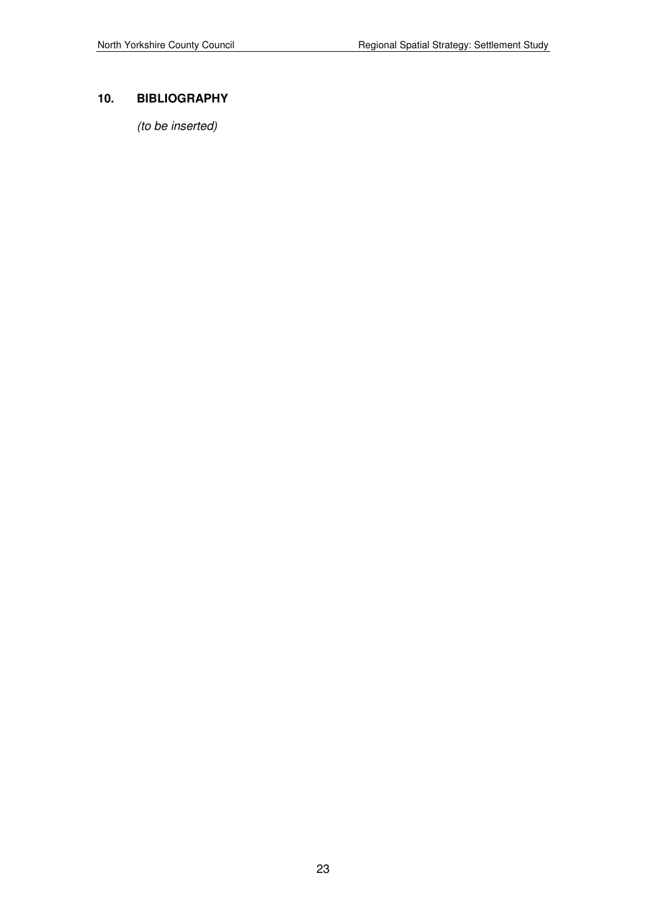## 10. BIBLIOGRAPHY

*(to be inserted)*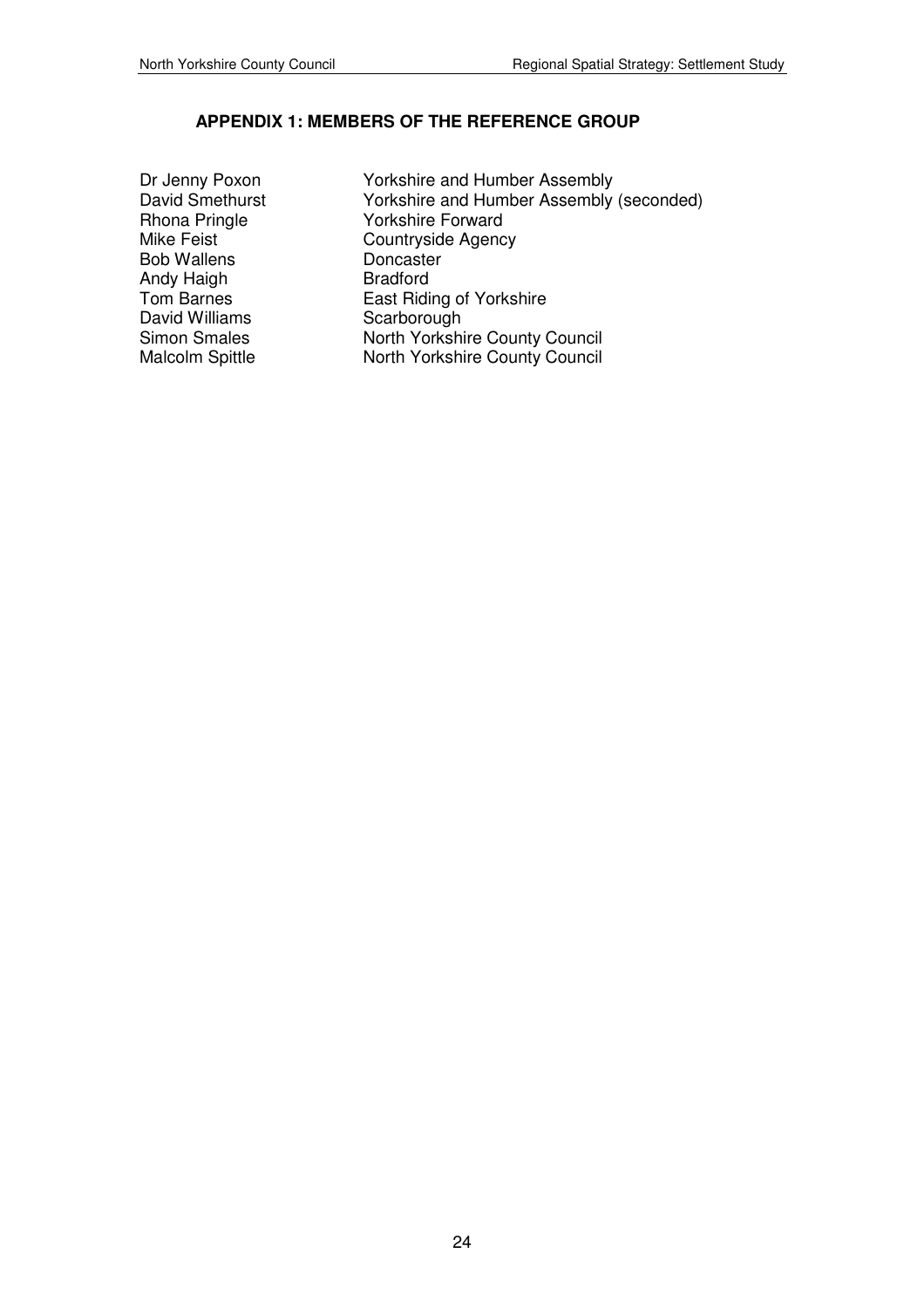## APPENDIX 1: MEMBERS OF THE REFERENCE GROUP

| | |
|---|---|
| Dr Jenny Poxon | Yorkshire and Humber Assembly |
| David Smethurst | Yorkshire and Humber Assembly (seconded) |
| Rhona Pringle | Yorkshire Forward |
| Mike Feist | Countryside Agency |
| Bob Wallens | Doncaster |
| Andy Haigh | Bradford |
| Tom Barnes | East Riding of Yorkshire |
| David Williams | Scarborough |
| Simon Smales | North Yorkshire County Council |
| Malcolm Spittle | North Yorkshire County Council |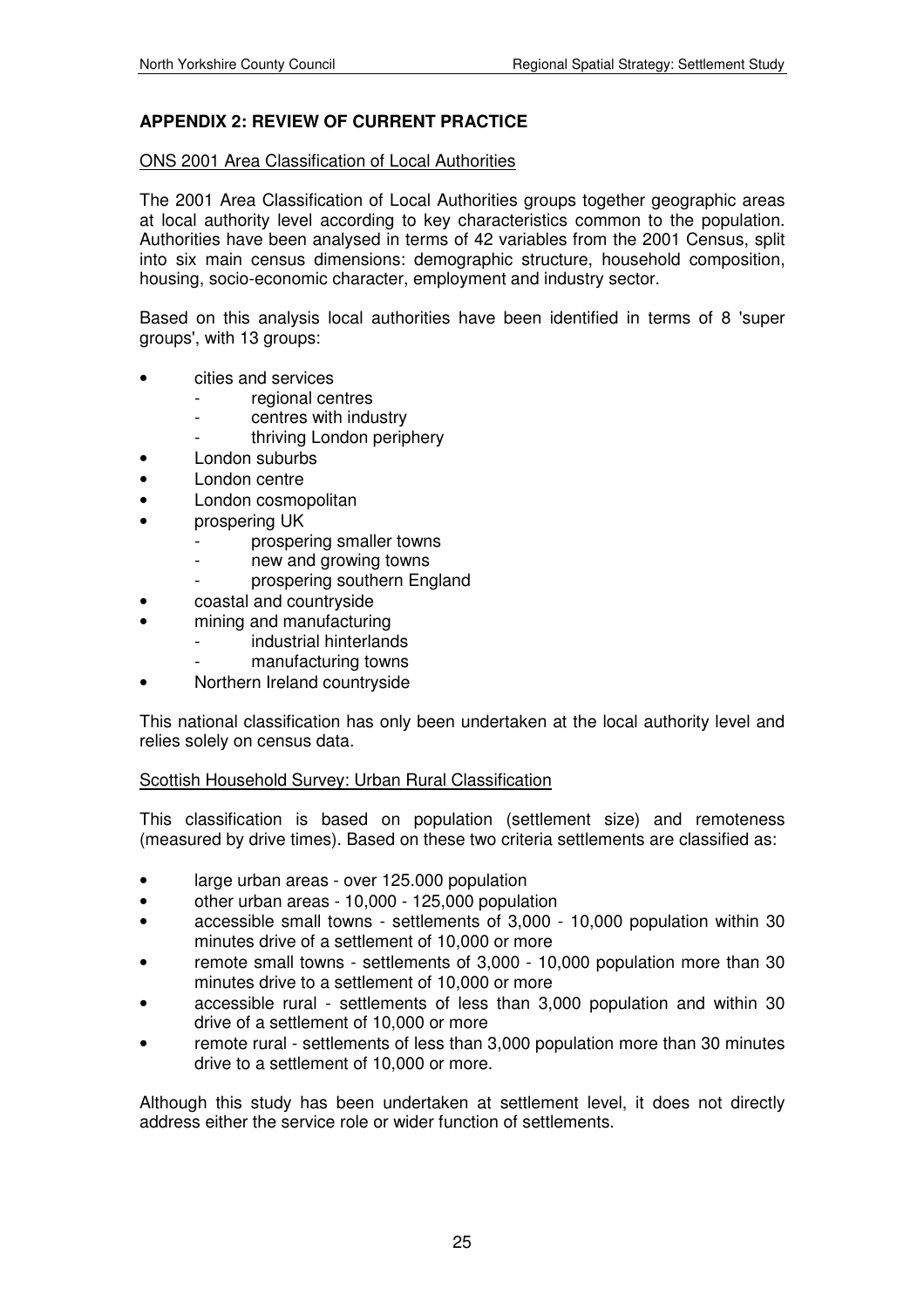## APPENDIX 2: REVIEW OF CURRENT PRACTICE

ONS 2001 Area Classification of Local Authorities

The 2001 Area Classification of Local Authorities groups together geographic areas at local authority level according to key characteristics common to the population. Authorities have been analysed in terms of 42 variables from the 2001 Census, split into six main census dimensions: demographic structure, household composition, housing, socio-economic character, employment and industry sector.

Based on this analysis local authorities have been identified in terms of 8 'super groups', with 13 groups:

- cities and services
  - regional centres
  - centres with industry
  - thriving London periphery
- London suburbs
- London centre
- London cosmopolitan
- prospering UK
  - prospering smaller towns
  - new and growing towns
  - prospering southern England
- coastal and countryside
- mining and manufacturing
  - industrial hinterlands
  - manufacturing towns
- Northern Ireland countryside

This national classification has only been undertaken at the local authority level and relies solely on census data.

Scottish Household Survey: Urban Rural Classification

This classification is based on population (settlement size) and remoteness (measured by drive times). Based on these two criteria settlements are classified as:

- large urban areas - over 125.000 population
- other urban areas - 10,000 - 125,000 population
- accessible small towns - settlements of 3,000 - 10,000 population within 30 minutes drive of a settlement of 10,000 or more
- remote small towns - settlements of 3,000 - 10,000 population more than 30 minutes drive to a settlement of 10,000 or more
- accessible rural - settlements of less than 3,000 population and within 30 drive of a settlement of 10,000 or more
- remote rural - settlements of less than 3,000 population more than 30 minutes drive to a settlement of 10,000 or more.

Although this study has been undertaken at settlement level, it does not directly address either the service role or wider function of settlements.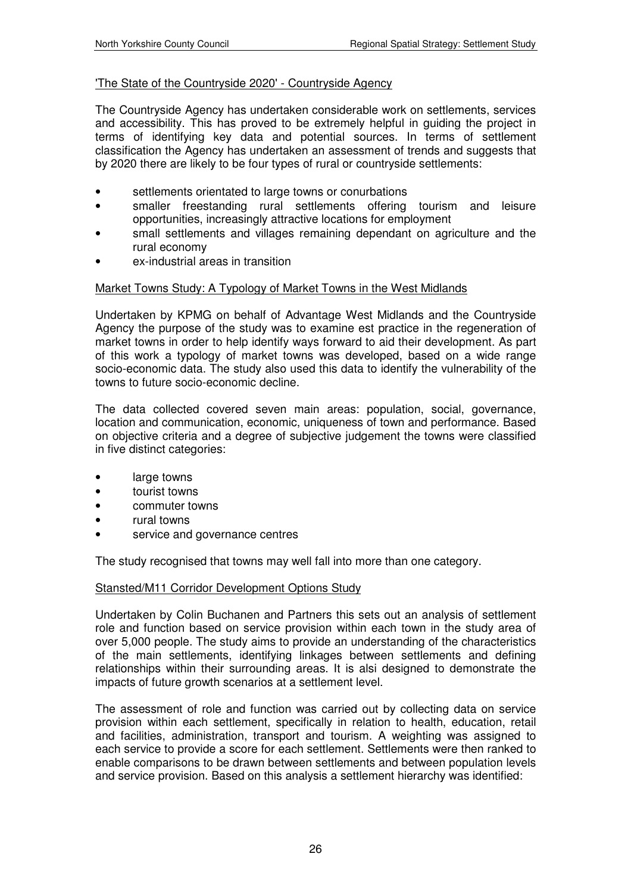'The State of the Countryside 2020' - Countryside Agency

The Countryside Agency has undertaken considerable work on settlements, services and accessibility. This has proved to be extremely helpful in guiding the project in terms of identifying key data and potential sources. In terms of settlement classification the Agency has undertaken an assessment of trends and suggests that by 2020 there are likely to be four types of rural or countryside settlements:

- settlements orientated to large towns or conurbations
- smaller freestanding rural settlements offering tourism and leisure opportunities, increasingly attractive locations for employment
- small settlements and villages remaining dependant on agriculture and the rural economy
- ex-industrial areas in transition

Market Towns Study: A Typology of Market Towns in the West Midlands

Undertaken by KPMG on behalf of Advantage West Midlands and the Countryside Agency the purpose of the study was to examine est practice in the regeneration of market towns in order to help identify ways forward to aid their development. As part of this work a typology of market towns was developed, based on a wide range socio-economic data. The study also used this data to identify the vulnerability of the towns to future socio-economic decline.

The data collected covered seven main areas: population, social, governance, location and communication, economic, uniqueness of town and performance. Based on objective criteria and a degree of subjective judgement the towns were classified in five distinct categories:

- large towns
- tourist towns
- commuter towns
- rural towns
- service and governance centres

The study recognised that towns may well fall into more than one category.

Stansted/M11 Corridor Development Options Study

Undertaken by Colin Buchanen and Partners this sets out an analysis of settlement role and function based on service provision within each town in the study area of over 5,000 people. The study aims to provide an understanding of the characteristics of the main settlements, identifying linkages between settlements and defining relationships within their surrounding areas. It is alsi designed to demonstrate the impacts of future growth scenarios at a settlement level.

The assessment of role and function was carried out by collecting data on service provision within each settlement, specifically in relation to health, education, retail and facilities, administration, transport and tourism. A weighting was assigned to each service to provide a score for each settlement. Settlements were then ranked to enable comparisons to be drawn between settlements and between population levels and service provision. Based on this analysis a settlement hierarchy was identified: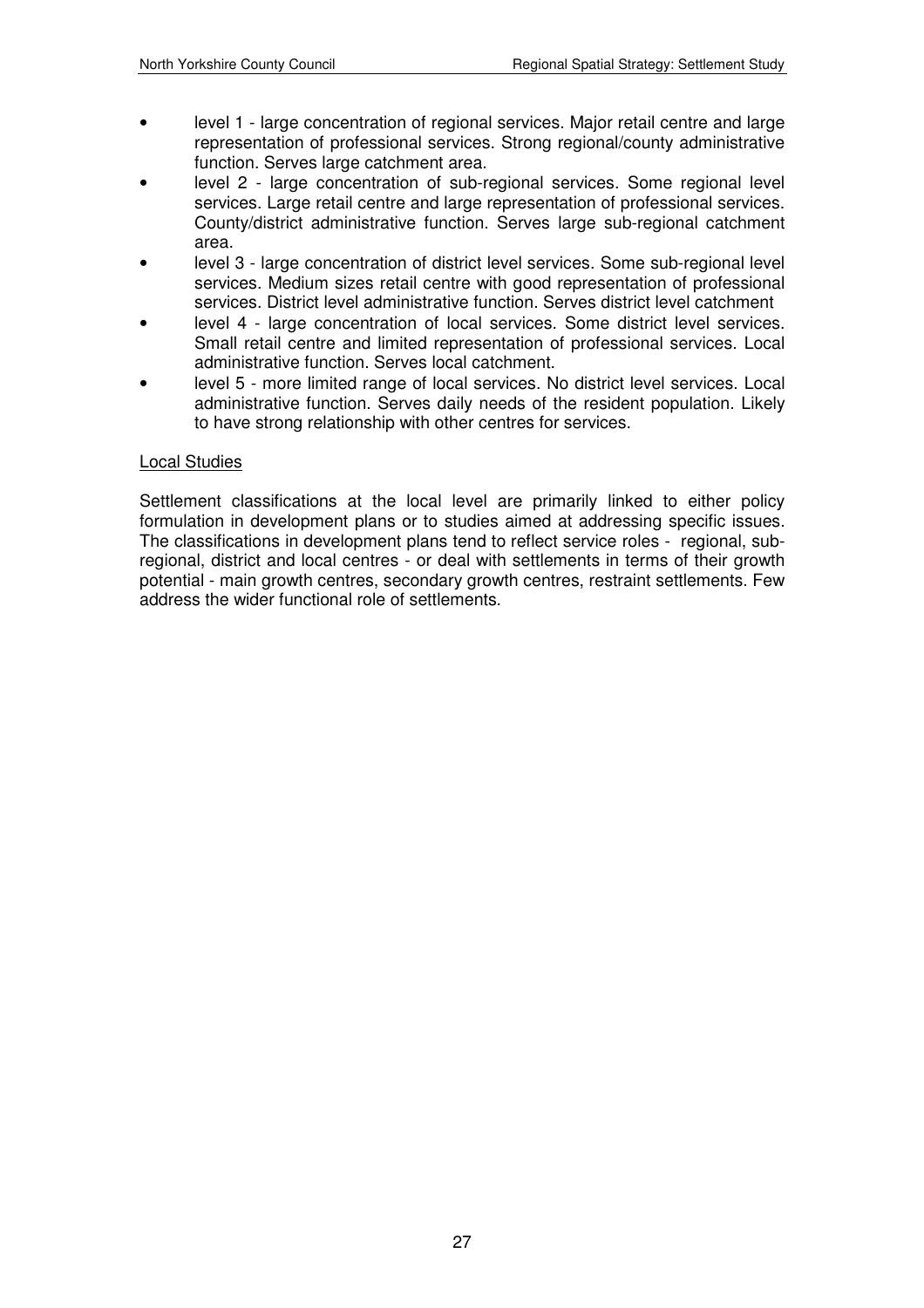- level 1 - large concentration of regional services. Major retail centre and large representation of professional services. Strong regional/county administrative function. Serves large catchment area.
- level 2 - large concentration of sub-regional services. Some regional level services. Large retail centre and large representation of professional services. County/district administrative function. Serves large sub-regional catchment area.
- level 3 - large concentration of district level services. Some sub-regional level services. Medium sizes retail centre with good representation of professional services. District level administrative function. Serves district level catchment
- level 4 - large concentration of local services. Some district level services. Small retail centre and limited representation of professional services. Local administrative function. Serves local catchment.
- level 5 - more limited range of local services. No district level services. Local administrative function. Serves daily needs of the resident population. Likely to have strong relationship with other centres for services.

Local Studies

Settlement classifications at the local level are primarily linked to either policy formulation in development plans or to studies aimed at addressing specific issues. The classifications in development plans tend to reflect service roles - regional, sub-regional, district and local centres - or deal with settlements in terms of their growth potential - main growth centres, secondary growth centres, restraint settlements. Few address the wider functional role of settlements.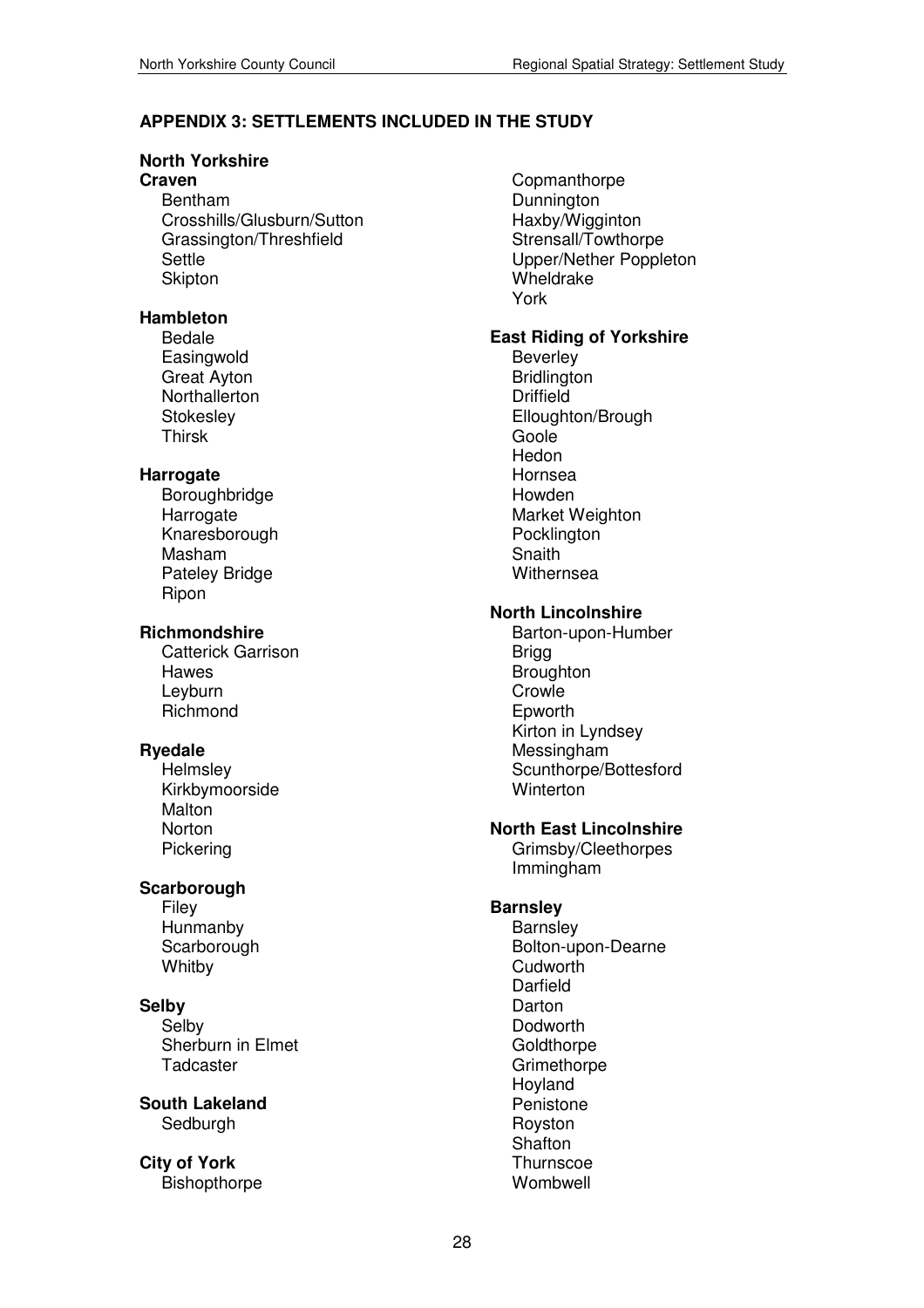## APPENDIX 3: SETTLEMENTS INCLUDED IN THE STUDY

### North Yorkshire

**Craven**

- Bentham
- Crosshills/Glusburn/Sutton
- Grassington/Threshfield
- Settle
- Skipton

**Hambleton**

- Bedale
- Easingwold
- Great Ayton
- Northallerton
- Stokesley
- Thirsk

**Harrogate**

- Boroughbridge
- Harrogate
- Knaresborough
- Masham
- Pateley Bridge
- Ripon

**Richmondshire**

- Catterick Garrison
- Hawes
- Leyburn
- Richmond

**Ryedale**

- Helmsley
- Kirkbymoorside
- Malton
- Norton
- Pickering

**Scarborough**

- Filey
- Hunmanby
- Scarborough
- Whitby

**Selby**

- Selby
- Sherburn in Elmet
- Tadcaster

**South Lakeland**

- Sedburgh

**City of York**

- Bishopthorpe
- Copmanthorpe
- Dunnington
- Haxby/Wigginton
- Strensall/Towthorpe
- Upper/Nether Poppleton
- Wheldrake
- York

**East Riding of Yorkshire**

- Beverley
- Bridlington
- Driffield
- Elloughton/Brough
- Goole
- Hedon
- Hornsea
- Howden
- Market Weighton
- Pocklington
- Snaith
- Withernsea

**North Lincolnshire**

- Barton-upon-Humber
- Brigg
- Broughton
- Crowle
- Epworth
- Kirton in Lyndsey
- Messingham
- Scunthorpe/Bottesford
- Winterton

**North East Lincolnshire**

- Grimsby/Cleethorpes
- Immingham

**Barnsley**

- Barnsley
- Bolton-upon-Dearne
- Cudworth
- Darfield
- Darton
- Dodworth
- Goldthorpe
- Grimethorpe
- Hoyland
- Penistone
- Royston
- Shafton
- Thurnscoe
- Wombwell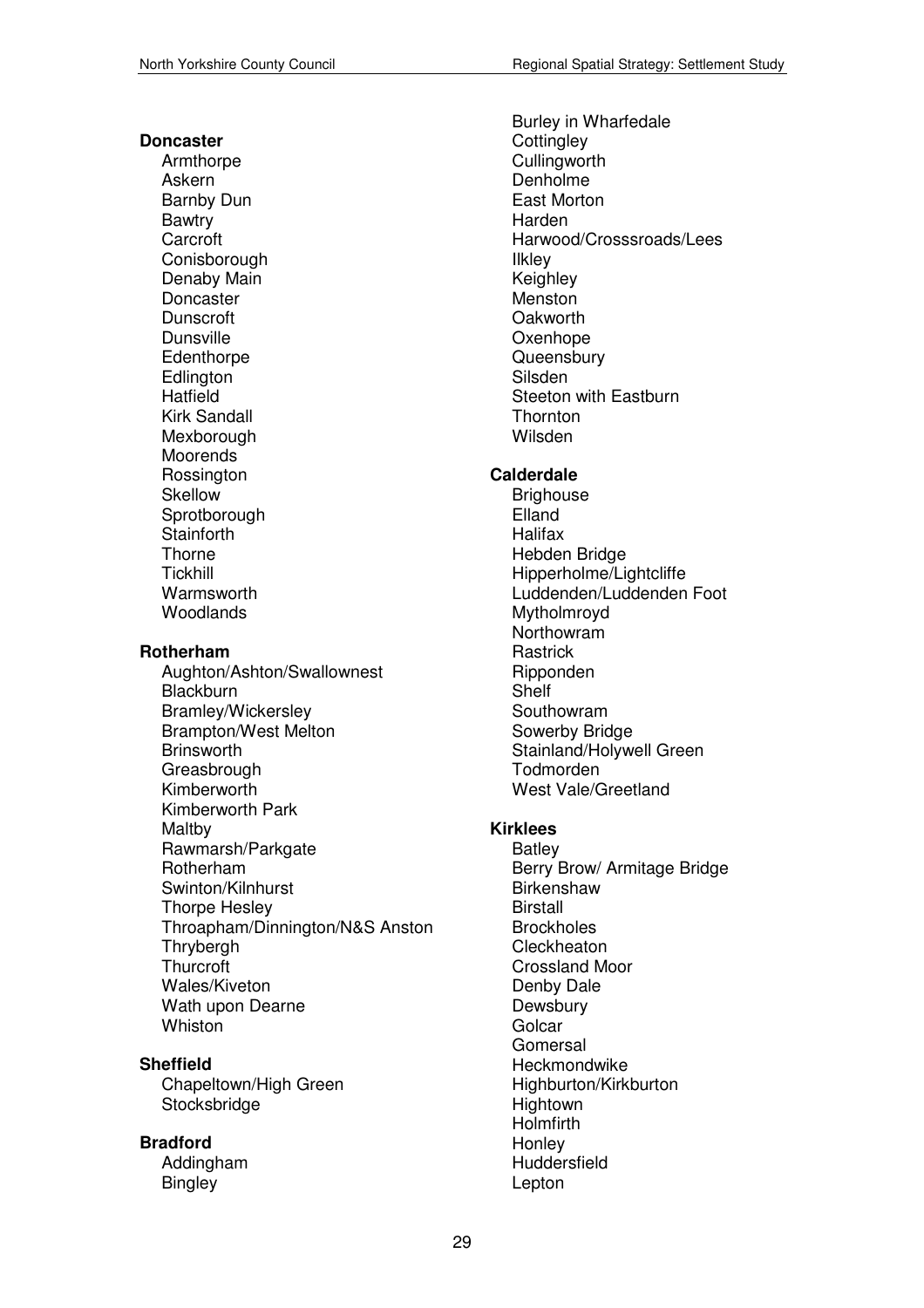**Doncaster**

- Armthorpe
- Askern
- Barnby Dun
- Bawtry
- Carcroft
- Conisborough
- Denaby Main
- Doncaster
- Dunscroft
- Dunsville
- Edenthorpe
- Edlington
- Hatfield
- Kirk Sandall
- Mexborough
- Moorends
- Rossington
- Skellow
- Sprotborough
- Stainforth
- Thorne
- Tickhill
- Warmsworth
- Woodlands

**Rotherham**

- Aughton/Ashton/Swallownest
- Blackburn
- Bramley/Wickersley
- Brampton/West Melton
- Brinsworth
- Greasbrough
- Kimberworth
- Kimberworth Park
- Maltby
- Rawmarsh/Parkgate
- Rotherham
- Swinton/Kilnhurst
- Thorpe Hesley
- Throapham/Dinnington/N&S Anston
- Thrybergh
- Thurcroft
- Wales/Kiveton
- Wath upon Dearne
- Whiston

**Sheffield**

- Chapeltown/High Green
- Stocksbridge

**Bradford**

- Addingham
- Bingley
- Burley in Wharfedale
- Cottingley
- Cullingworth
- Denholme
- East Morton
- Harden
- Harwood/Crosssroads/Lees
- Ilkley
- Keighley
- Menston
- Oakworth
- Oxenhope
- Queensbury
- Silsden
- Steeton with Eastburn
- Thornton
- Wilsden

**Calderdale**

- Brighouse
- Elland
- Halifax
- Hebden Bridge
- Hipperholme/Lightcliffe
- Luddenden/Luddenden Foot
- Mytholmroyd
- Northowram
- Rastrick
- Ripponden
- Shelf
- Southowram
- Sowerby Bridge
- Stainland/Holywell Green
- Todmorden
- West Vale/Greetland

**Kirklees**

- Batley
- Berry Brow/ Armitage Bridge
- Birkenshaw
- Birstall
- Brockholes
- Cleckheaton
- Crossland Moor
- Denby Dale
- Dewsbury
- Golcar
- Gomersal
- Heckmondwike
- Highburton/Kirkburton
- Hightown
- Holmfirth
- Honley
- Huddersfield
- Lepton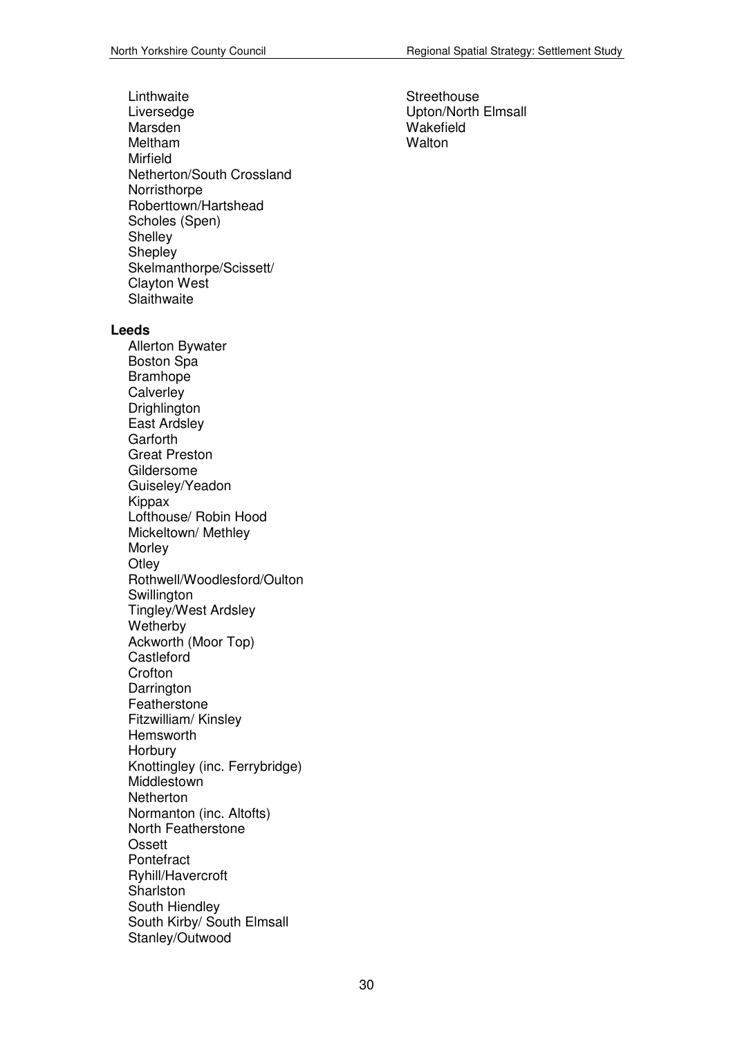Linthwaite
Liversedge
Marsden
Meltham
Mirfield
Netherton/South Crossland
Norristhorpe
Roberttown/Hartshead
Scholes (Spen)
Shelley
Shepley
Skelmanthorpe/Scissett/
Clayton West
Slaithwaite

**Leeds**

Allerton Bywater
Boston Spa
Bramhope
Calverley
Drighlington
East Ardsley
Garforth
Great Preston
Gildersome
Guiseley/Yeadon
Kippax
Lofthouse/ Robin Hood
Mickeltown/ Methley
Morley
Otley
Rothwell/Woodlesford/Oulton
Swillington
Tingley/West Ardsley
Wetherby
Ackworth (Moor Top)
Castleford
Crofton
Darrington
Featherstone
Fitzwilliam/ Kinsley
Hemsworth
Horbury
Knottingley (inc. Ferrybridge)
Middlestown
Netherton
Normanton (inc. Altofts)
North Featherstone
Ossett
Pontefract
Ryhill/Havercroft
Sharlston
South Hiendley
South Kirby/ South Elmsall
Stanley/Outwood
Streethouse
Upton/North Elmsall
Wakefield
Walton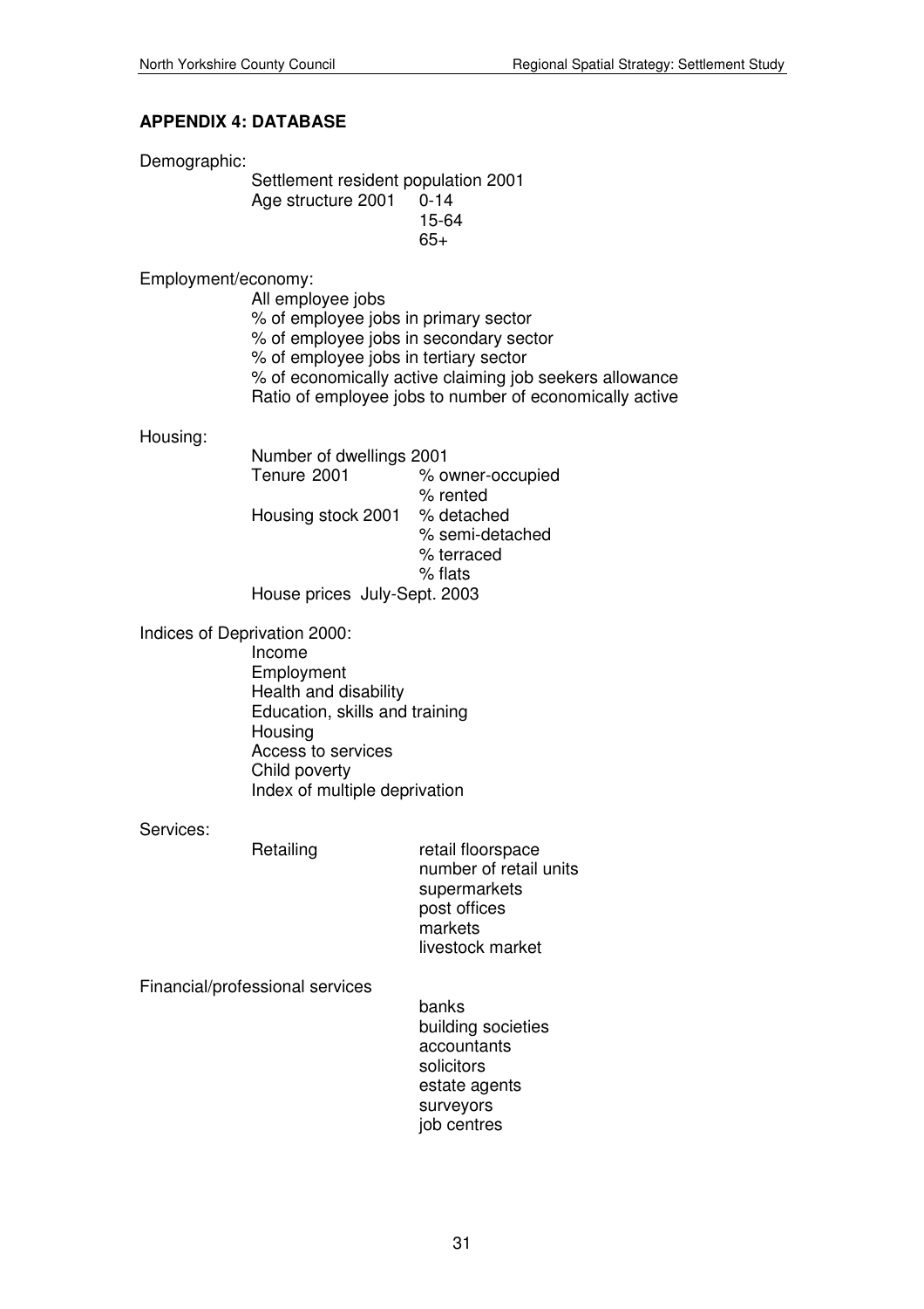## APPENDIX 4: DATABASE

Demographic:

- Settlement resident population 2001
- Age structure 2001
  - 0-14
  - 15-64
  - 65+

Employment/economy:

- All employee jobs
- % of employee jobs in primary sector
- % of employee jobs in secondary sector
- % of employee jobs in tertiary sector
- % of economically active claiming job seekers allowance
- Ratio of employee jobs to number of economically active

Housing:

- Number of dwellings 2001
- Tenure 2001
  - % owner-occupied
  - % rented
- Housing stock 2001
  - % detached
  - % semi-detached
  - % terraced
  - % flats
- House prices July-Sept. 2003

Indices of Deprivation 2000:

- Income
- Employment
- Health and disability
- Education, skills and training
- Housing
- Access to services
- Child poverty
- Index of multiple deprivation

Services:

- Retailing
  - retail floorspace
  - number of retail units
  - supermarkets
  - post offices
  - markets
  - livestock market

Financial/professional services

- banks
- building societies
- accountants
- solicitors
- estate agents
- surveyors
- job centres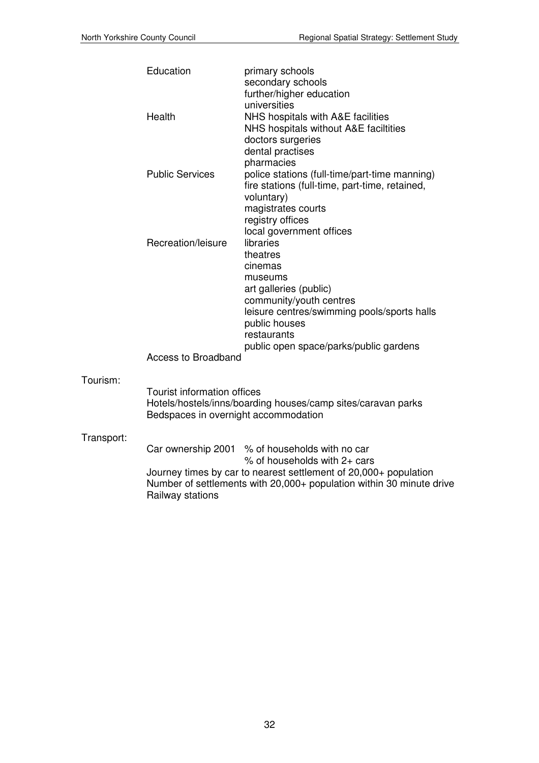| | |
|---|---|
| Education | primary schools<br>secondary schools<br>further/higher education<br>universities |
| Health | NHS hospitals with A&E facilities<br>NHS hospitals without A&E faciltities<br>doctors surgeries<br>dental practises<br>pharmacies |
| Public Services | police stations (full-time/part-time manning)<br>fire stations (full-time, part-time, retained, voluntary)<br>magistrates courts<br>registry offices<br>local government offices |
| Recreation/leisure | libraries<br>theatres<br>cinemas<br>museums<br>art galleries (public)<br>community/youth centres<br>leisure centres/swimming pools/sports halls<br>public houses<br>restaurants<br>public open space/parks/public gardens |

Access to Broadband

Tourism:

Tourist information offices
Hotels/hostels/inns/boarding houses/camp sites/caravan parks
Bedspaces in overnight accommodation

Transport:

| | |
|---|---|
| Car ownership 2001 | % of households with no car<br>% of households with 2+ cars |

Journey times by car to nearest settlement of 20,000+ population
Number of settlements with 20,000+ population within 30 minute drive
Railway stations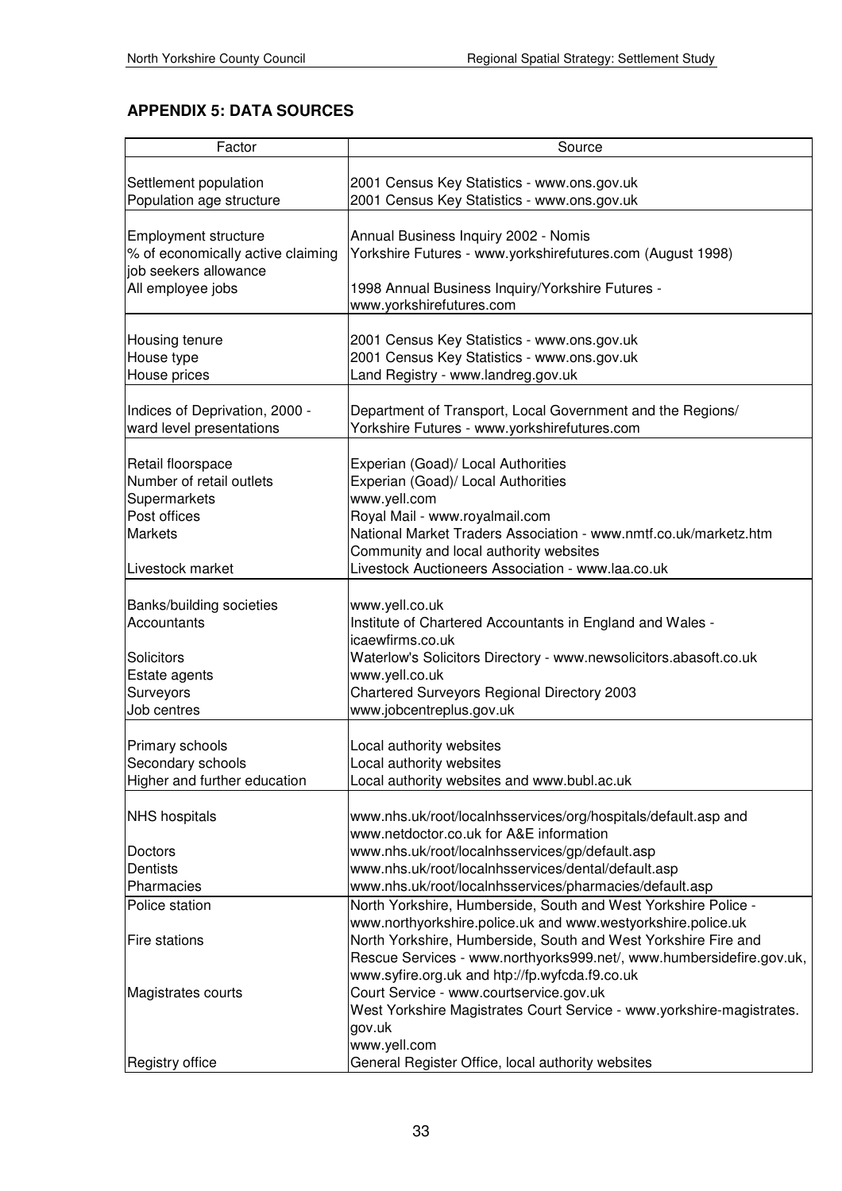## APPENDIX 5: DATA SOURCES

| Factor | Source |
|---|---|
| Settlement population | 2001 Census Key Statistics - www.ons.gov.uk |
| Population age structure | 2001 Census Key Statistics - www.ons.gov.uk |
| Employment structure | Annual Business Inquiry 2002 - Nomis |
| % of economically active claiming job seekers allowance | Yorkshire Futures - www.yorkshirefutures.com (August 1998) |
| All employee jobs | 1998 Annual Business Inquiry/Yorkshire Futures - www.yorkshirefutures.com |
| Housing tenure | 2001 Census Key Statistics - www.ons.gov.uk |
| House type | 2001 Census Key Statistics - www.ons.gov.uk |
| House prices | Land Registry - www.landreg.gov.uk |
| Indices of Deprivation, 2000 - ward level presentations | Department of Transport, Local Government and the Regions/ Yorkshire Futures - www.yorkshirefutures.com |
| Retail floorspace | Experian (Goad)/ Local Authorities |
| Number of retail outlets | Experian (Goad)/ Local Authorities |
| Supermarkets | www.yell.com |
| Post offices | Royal Mail - www.royalmail.com |
| Markets | National Market Traders Association - www.nmtf.co.uk/marketz.htm Community and local authority websites |
| Livestock market | Livestock Auctioneers Association - www.laa.co.uk |
| Banks/building societies | www.yell.co.uk |
| Accountants | Institute of Chartered Accountants in England and Wales - icaewfirms.co.uk |
| Solicitors | Waterlow's Solicitors Directory - www.newsolicitors.abasoft.co.uk |
| Estate agents | www.yell.co.uk |
| Surveyors | Chartered Surveyors Regional Directory 2003 |
| Job centres | www.jobcentreplus.gov.uk |
| Primary schools | Local authority websites |
| Secondary schools | Local authority websites |
| Higher and further education | Local authority websites and www.bubl.ac.uk |
| NHS hospitals | www.nhs.uk/root/localnhsservices/org/hospitals/default.asp and www.netdoctor.co.uk for A&E information |
| Doctors | www.nhs.uk/root/localnhsservices/gp/default.asp |
| Dentists | www.nhs.uk/root/localnhsservices/dental/default.asp |
| Pharmacies | www.nhs.uk/root/localnhsservices/pharmacies/default.asp |
| Police station | North Yorkshire, Humberside, South and West Yorkshire Police - www.northyorkshire.police.uk and www.westyorkshire.police.uk |
| Fire stations | North Yorkshire, Humberside, South and West Yorkshire Fire and Rescue Services - www.northyorks999.net/, www.humbersidefire.gov.uk, www.syfire.org.uk and htp://fp.wyfcda.f9.co.uk |
| Magistrates courts | Court Service - www.courtservice.gov.uk West Yorkshire Magistrates Court Service - www.yorkshire-magistrates. gov.uk www.yell.com |
| Registry office | General Register Office, local authority websites |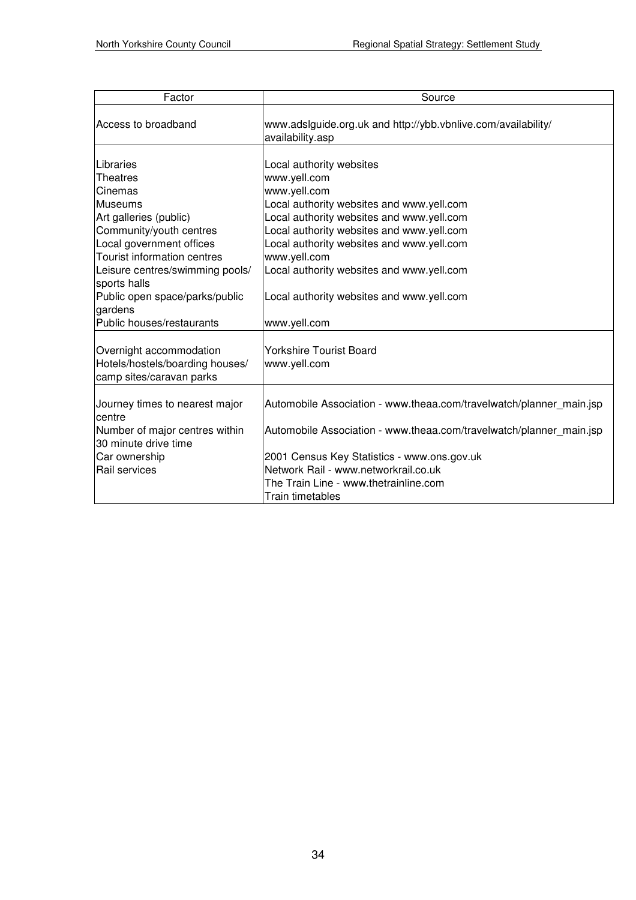| Factor | Source |
|---|---|
| Access to broadband | www.adslguide.org.uk and http://ybb.vbnlive.com/availability/availability.asp |
| Libraries | Local authority websites |
| Theatres | www.yell.com |
| Cinemas | www.yell.com |
| Museums | Local authority websites and www.yell.com |
| Art galleries (public) | Local authority websites and www.yell.com |
| Community/youth centres | Local authority websites and www.yell.com |
| Local government offices | Local authority websites and www.yell.com |
| Tourist information centres | www.yell.com |
| Leisure centres/swimming pools/ sports halls | Local authority websites and www.yell.com |
| Public open space/parks/public gardens | Local authority websites and www.yell.com |
| Public houses/restaurants | www.yell.com |
| Overnight accommodation Hotels/hostels/boarding houses/ camp sites/caravan parks | Yorkshire Tourist Board www.yell.com |
| Journey times to nearest major centre | Automobile Association - www.theaa.com/travelwatch/planner_main.jsp |
| Number of major centres within 30 minute drive time | Automobile Association - www.theaa.com/travelwatch/planner_main.jsp |
| Car ownership | 2001 Census Key Statistics - www.ons.gov.uk |
| Rail services | Network Rail - www.networkrail.co.uk<br>The Train Line - www.thetrainline.com<br>Train timetables |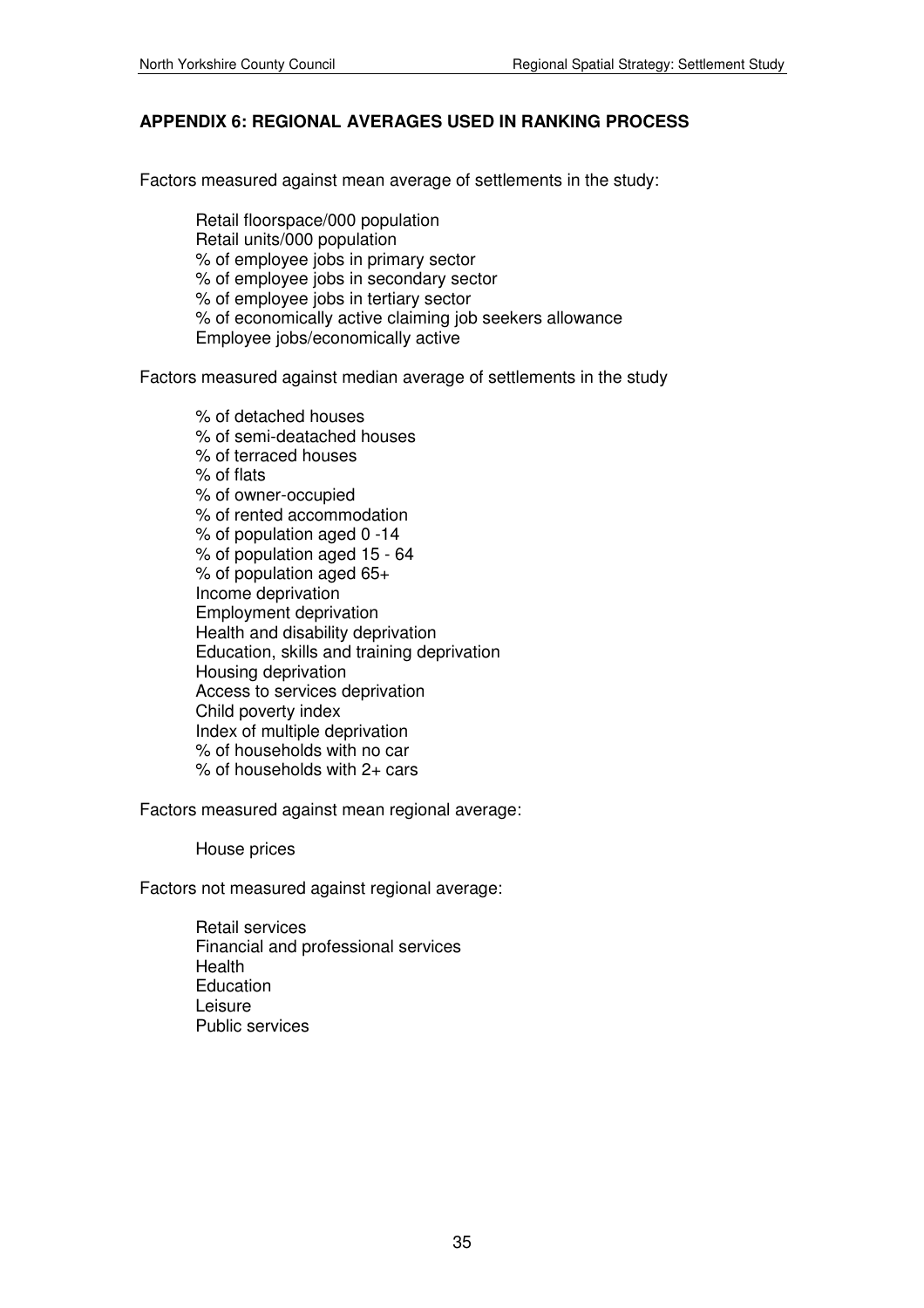## APPENDIX 6: REGIONAL AVERAGES USED IN RANKING PROCESS

Factors measured against mean average of settlements in the study:

- Retail floorspace/000 population
- Retail units/000 population
- % of employee jobs in primary sector
- % of employee jobs in secondary sector
- % of employee jobs in tertiary sector
- % of economically active claiming job seekers allowance
- Employee jobs/economically active

Factors measured against median average of settlements in the study

- % of detached houses
- % of semi-deatached houses
- % of terraced houses
- % of flats
- % of owner-occupied
- % of rented accommodation
- % of population aged 0 -14
- % of population aged 15 - 64
- % of population aged 65+
- Income deprivation
- Employment deprivation
- Health and disability deprivation
- Education, skills and training deprivation
- Housing deprivation
- Access to services deprivation
- Child poverty index
- Index of multiple deprivation
- % of households with no car
- % of households with 2+ cars

Factors measured against mean regional average:

- House prices

Factors not measured against regional average:

- Retail services
- Financial and professional services
- Health
- Education
- Leisure
- Public services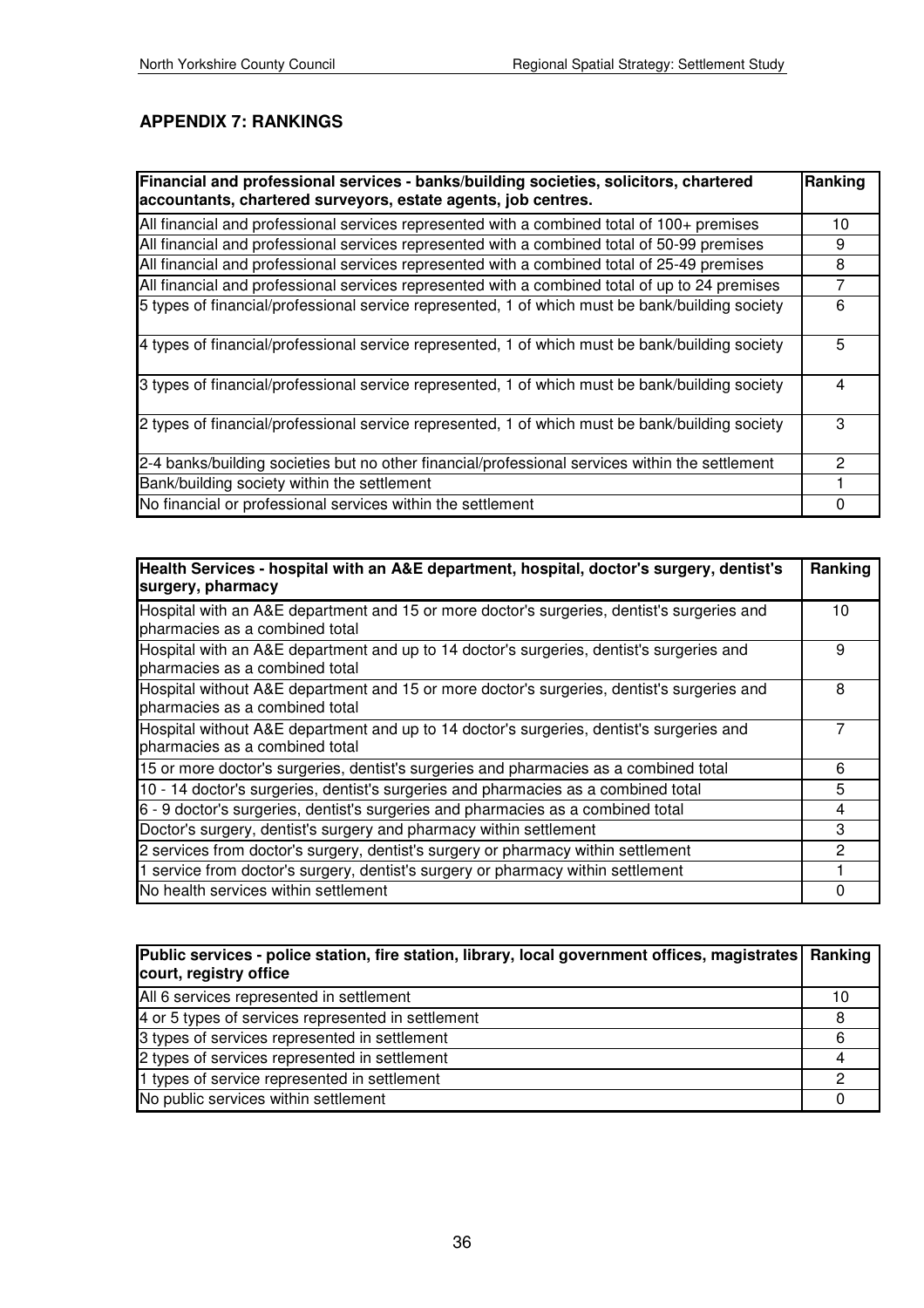## APPENDIX 7: RANKINGS

| Financial and professional services - banks/building societies, solicitors, chartered accountants, chartered surveyors, estate agents, job centres. | Ranking |
|---|---|
| All financial and professional services represented with a combined total of 100+ premises | 10 |
| All financial and professional services represented with a combined total of 50-99 premises | 9 |
| All financial and professional services represented with a combined total of 25-49 premises | 8 |
| All financial and professional services represented with a combined total of up to 24 premises | 7 |
| 5 types of financial/professional service represented, 1 of which must be bank/building society | 6 |
| 4 types of financial/professional service represented, 1 of which must be bank/building society | 5 |
| 3 types of financial/professional service represented, 1 of which must be bank/building society | 4 |
| 2 types of financial/professional service represented, 1 of which must be bank/building society | 3 |
| 2-4 banks/building societies but no other financial/professional services within the settlement | 2 |
| Bank/building society within the settlement | 1 |
| No financial or professional services within the settlement | 0 |

| Health Services - hospital with an A&E department, hospital, doctor's surgery, dentist's surgery, pharmacy | Ranking |
|---|---|
| Hospital with an A&E department and 15 or more doctor's surgeries, dentist's surgeries and pharmacies as a combined total | 10 |
| Hospital with an A&E department and up to 14 doctor's surgeries, dentist's surgeries and pharmacies as a combined total | 9 |
| Hospital without A&E department and 15 or more doctor's surgeries, dentist's surgeries and pharmacies as a combined total | 8 |
| Hospital without A&E department and up to 14 doctor's surgeries, dentist's surgeries and pharmacies as a combined total | 7 |
| 15 or more doctor's surgeries, dentist's surgeries and pharmacies as a combined total | 6 |
| 10 - 14 doctor's surgeries, dentist's surgeries and pharmacies as a combined total | 5 |
| 6 - 9 doctor's surgeries, dentist's surgeries and pharmacies as a combined total | 4 |
| Doctor's surgery, dentist's surgery and pharmacy within settlement | 3 |
| 2 services from doctor's surgery, dentist's surgery or pharmacy within settlement | 2 |
| 1 service from doctor's surgery, dentist's surgery or pharmacy within settlement | 1 |
| No health services within settlement | 0 |

| Public services - police station, fire station, library, local government offices, magistrates court, registry office | Ranking |
|---|---|
| All 6 services represented in settlement | 10 |
| 4 or 5 types of services represented in settlement | 8 |
| 3 types of services represented in settlement | 6 |
| 2 types of services represented in settlement | 4 |
| 1 types of service represented in settlement | 2 |
| No public services within settlement | 0 |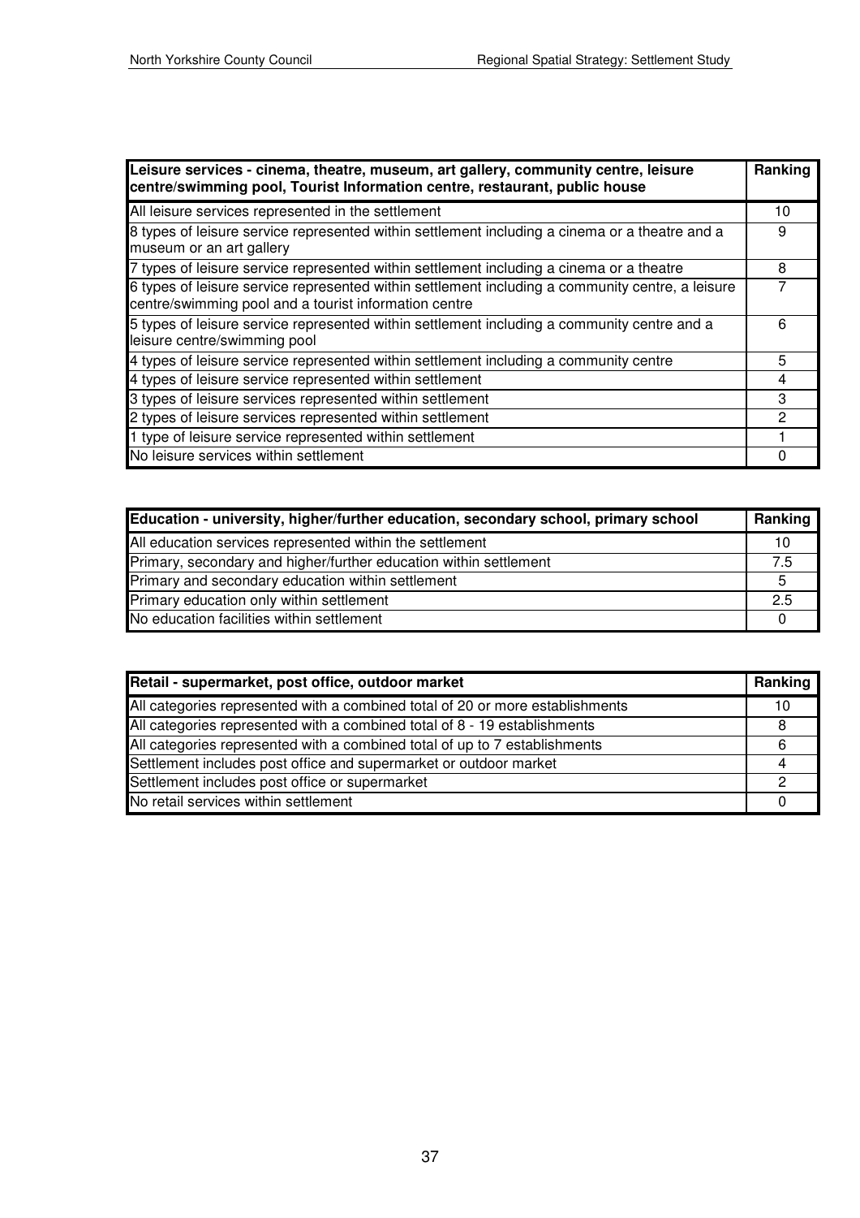| Leisure services - cinema, theatre, museum, art gallery, community centre, leisure centre/swimming pool, Tourist Information centre, restaurant, public house | Ranking |
|---|---|
| All leisure services represented in the settlement | 10 |
| 8 types of leisure service represented within settlement including a cinema or a theatre and a museum or an art gallery | 9 |
| 7 types of leisure service represented within settlement including a cinema or a theatre | 8 |
| 6 types of leisure service represented within settlement including a community centre, a leisure centre/swimming pool and a tourist information centre | 7 |
| 5 types of leisure service represented within settlement including a community centre and a leisure centre/swimming pool | 6 |
| 4 types of leisure service represented within settlement including a community centre | 5 |
| 4 types of leisure service represented within settlement | 4 |
| 3 types of leisure services represented within settlement | 3 |
| 2 types of leisure services represented within settlement | 2 |
| 1 type of leisure service represented within settlement | 1 |
| No leisure services within settlement | 0 |

| Education - university, higher/further education, secondary school, primary school | Ranking |
|---|---|
| All education services represented within the settlement | 10 |
| Primary, secondary and higher/further education within settlement | 7.5 |
| Primary and secondary education within settlement | 5 |
| Primary education only within settlement | 2.5 |
| No education facilities within settlement | 0 |

| Retail - supermarket, post office, outdoor market | Ranking |
|---|---|
| All categories represented with a combined total of 20 or more establishments | 10 |
| All categories represented with a combined total of 8 - 19 establishments | 8 |
| All categories represented with a combined total of up to 7 establishments | 6 |
| Settlement includes post office and supermarket or outdoor market | 4 |
| Settlement includes post office or supermarket | 2 |
| No retail services within settlement | 0 |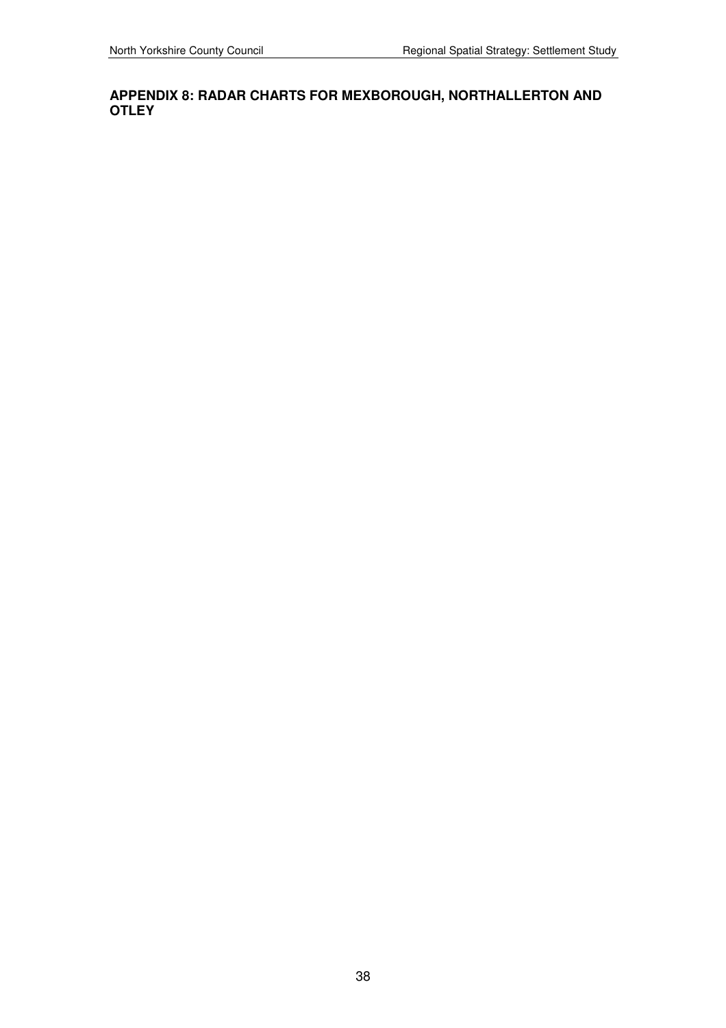## APPENDIX 8: RADAR CHARTS FOR MEXBOROUGH, NORTHALLERTON AND OTLEY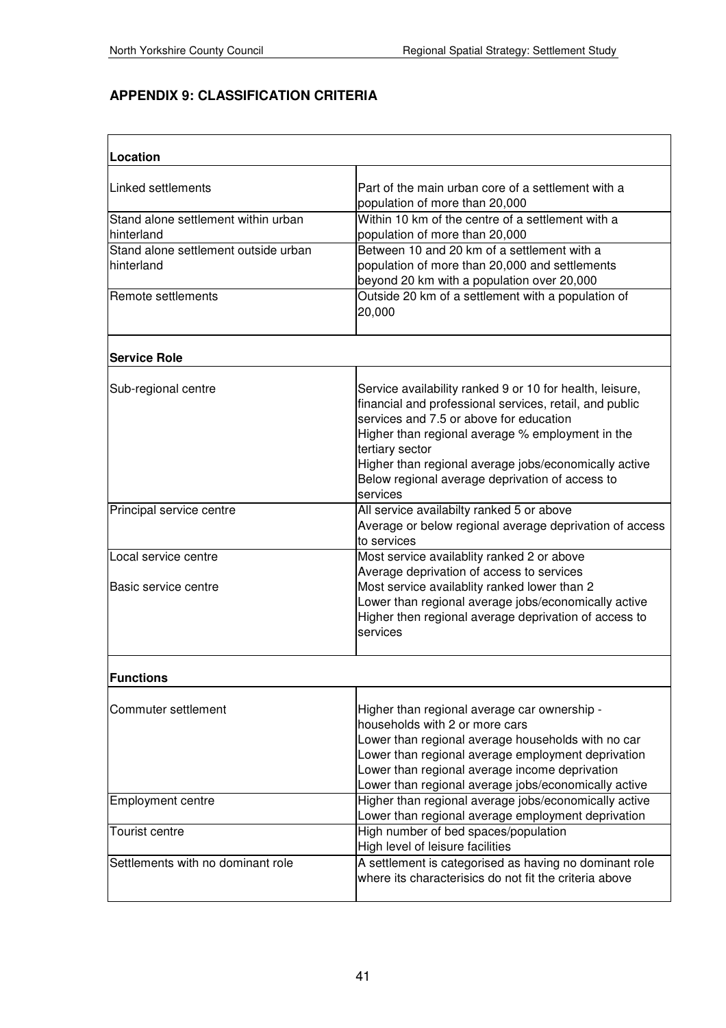## APPENDIX 9: CLASSIFICATION CRITERIA

| Location | |
|---|---|
| Linked settlements | Part of the main urban core of a settlement with a population of more than 20,000 |
| Stand alone settlement within urban hinterland | Within 10 km of the centre of a settlement with a population of more than 20,000 |
| Stand alone settlement outside urban hinterland | Between 10 and 20 km of a settlement with a population of more than 20,000 and settlements beyond 20 km with a population over 20,000 |
| Remote settlements | Outside 20 km of a settlement with a population of 20,000 |
| **Service Role** | |
| Sub-regional centre | Service availability ranked 9 or 10 for health, leisure, financial and professional services, retail, and public services and 7.5 or above for education<br>Higher than regional average % employment in the tertiary sector<br>Higher than regional average jobs/economically active<br>Below regional average deprivation of access to services |
| Principal service centre | All service availabilty ranked 5 or above<br>Average or below regional average deprivation of access to services |
| Local service centre | Most service availablity ranked 2 or above<br>Average deprivation of access to services |
| Basic service centre | Most service availablity ranked lower than 2<br>Lower than regional average jobs/economically active<br>Higher then regional average deprivation of access to services |
| **Functions** | |
| Commuter settlement | Higher than regional average car ownership - households with 2 or more cars<br>Lower than regional average households with no car<br>Lower than regional average employment deprivation<br>Lower than regional average income deprivation<br>Lower than regional average jobs/economically active |
| Employment centre | Higher than regional average jobs/economically active<br>Lower than regional average employment deprivation |
| Tourist centre | High number of bed spaces/population<br>High level of leisure facilities |
| Settlements with no dominant role | A settlement is categorised as having no dominant role where its characterisics do not fit the criteria above |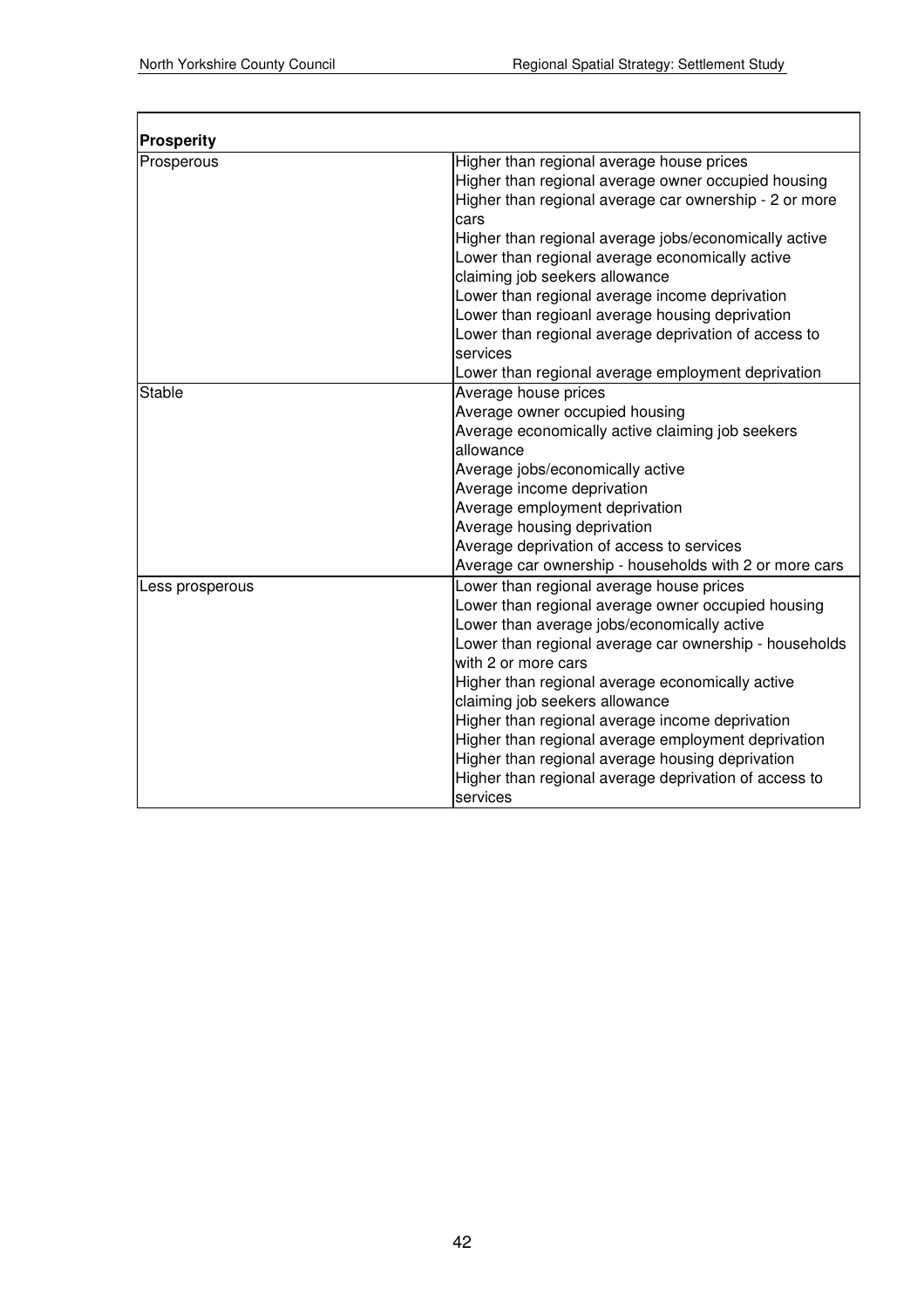| Prosperity | |
|---|---|
| Prosperous | Higher than regional average house prices<br>Higher than regional average owner occupied housing<br>Higher than regional average car ownership - 2 or more cars<br>Higher than regional average jobs/economically active<br>Lower than regional average economically active claiming job seekers allowance<br>Lower than regional average income deprivation<br>Lower than regioanl average housing deprivation<br>Lower than regional average deprivation of access to services<br>Lower than regional average employment deprivation |
| Stable | Average house prices<br>Average owner occupied housing<br>Average economically active claiming job seekers allowance<br>Average jobs/economically active<br>Average income deprivation<br>Average employment deprivation<br>Average housing deprivation<br>Average deprivation of access to services<br>Average car ownership - households with 2 or more cars |
| Less prosperous | Lower than regional average house prices<br>Lower than regional average owner occupied housing<br>Lower than average jobs/economically active<br>Lower than regional average car ownership - households with 2 or more cars<br>Higher than regional average economically active claiming job seekers allowance<br>Higher than regional average income deprivation<br>Higher than regional average employment deprivation<br>Higher than regional average housing deprivation<br>Higher than regional average deprivation of access to services |